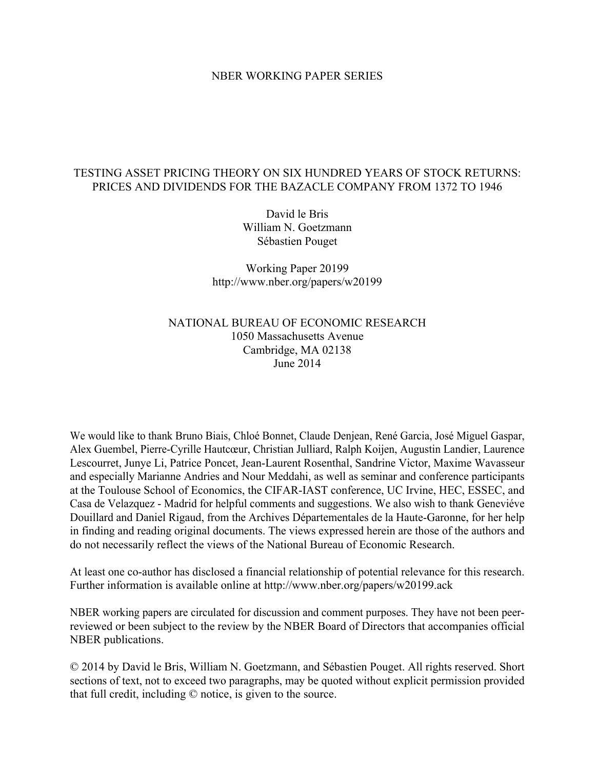NBER WORKING PAPER SERIES

# TESTING ASSET PRICING THEORY ON SIX HUNDRED YEARS OF STOCK RETURNS: PRICES AND DIVIDENDS FOR THE BAZACLE COMPANY FROM 1372 TO 1946

David le Bris
William N. Goetzmann
Sébastien Pouget

Working Paper 20199
http://www.nber.org/papers/w20199

NATIONAL BUREAU OF ECONOMIC RESEARCH
1050 Massachusetts Avenue
Cambridge, MA 02138
June 2014

We would like to thank Bruno Biais, Chloé Bonnet, Claude Denjean, René Garcia, José Miguel Gaspar, Alex Guembel, Pierre-Cyrille Hautcœur, Christian Julliard, Ralph Koijen, Augustin Landier, Laurence Lescourret, Junye Li, Patrice Poncet, Jean-Laurent Rosenthal, Sandrine Victor, Maxime Wavasseur and especially Marianne Andries and Nour Meddahi, as well as seminar and conference participants at the Toulouse School of Economics, the CIFAR-IAST conference, UC Irvine, HEC, ESSEC, and Casa de Velazquez - Madrid for helpful comments and suggestions. We also wish to thank Geneviéve Douillard and Daniel Rigaud, from the Archives Départementales de la Haute-Garonne, for her help in finding and reading original documents. The views expressed herein are those of the authors and do not necessarily reflect the views of the National Bureau of Economic Research.

At least one co-author has disclosed a financial relationship of potential relevance for this research. Further information is available online at http://www.nber.org/papers/w20199.ack

NBER working papers are circulated for discussion and comment purposes. They have not been peer-reviewed or been subject to the review by the NBER Board of Directors that accompanies official NBER publications.

© 2014 by David le Bris, William N. Goetzmann, and Sébastien Pouget. All rights reserved. Short sections of text, not to exceed two paragraphs, may be quoted without explicit permission provided that full credit, including © notice, is given to the source.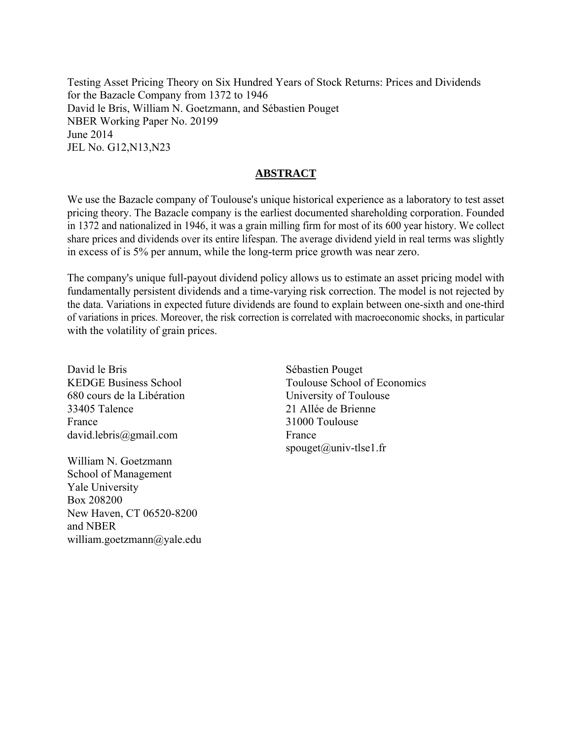Testing Asset Pricing Theory on Six Hundred Years of Stock Returns: Prices and Dividends for the Bazacle Company from 1372 to 1946
David le Bris, William N. Goetzmann, and Sébastien Pouget
NBER Working Paper No. 20199
June 2014
JEL No. G12,N13,N23

## ABSTRACT

We use the Bazacle company of Toulouse's unique historical experience as a laboratory to test asset pricing theory. The Bazacle company is the earliest documented shareholding corporation. Founded in 1372 and nationalized in 1946, it was a grain milling firm for most of its 600 year history. We collect share prices and dividends over its entire lifespan. The average dividend yield in real terms was slightly in excess of is 5% per annum, while the long-term price growth was near zero.

The company's unique full-payout dividend policy allows us to estimate an asset pricing model with fundamentally persistent dividends and a time-varying risk correction. The model is not rejected by the data. Variations in expected future dividends are found to explain between one-sixth and one-third of variations in prices. Moreover, the risk correction is correlated with macroeconomic shocks, in particular with the volatility of grain prices.

David le Bris
KEDGE Business School
680 cours de la Libération
33405 Talence
France
david.lebris@gmail.com

William N. Goetzmann
School of Management
Yale University
Box 208200
New Haven, CT 06520-8200
and NBER
william.goetzmann@yale.edu

Sébastien Pouget
Toulouse School of Economics
University of Toulouse
21 Allée de Brienne
31000 Toulouse
France
spouget@univ-tlse1.fr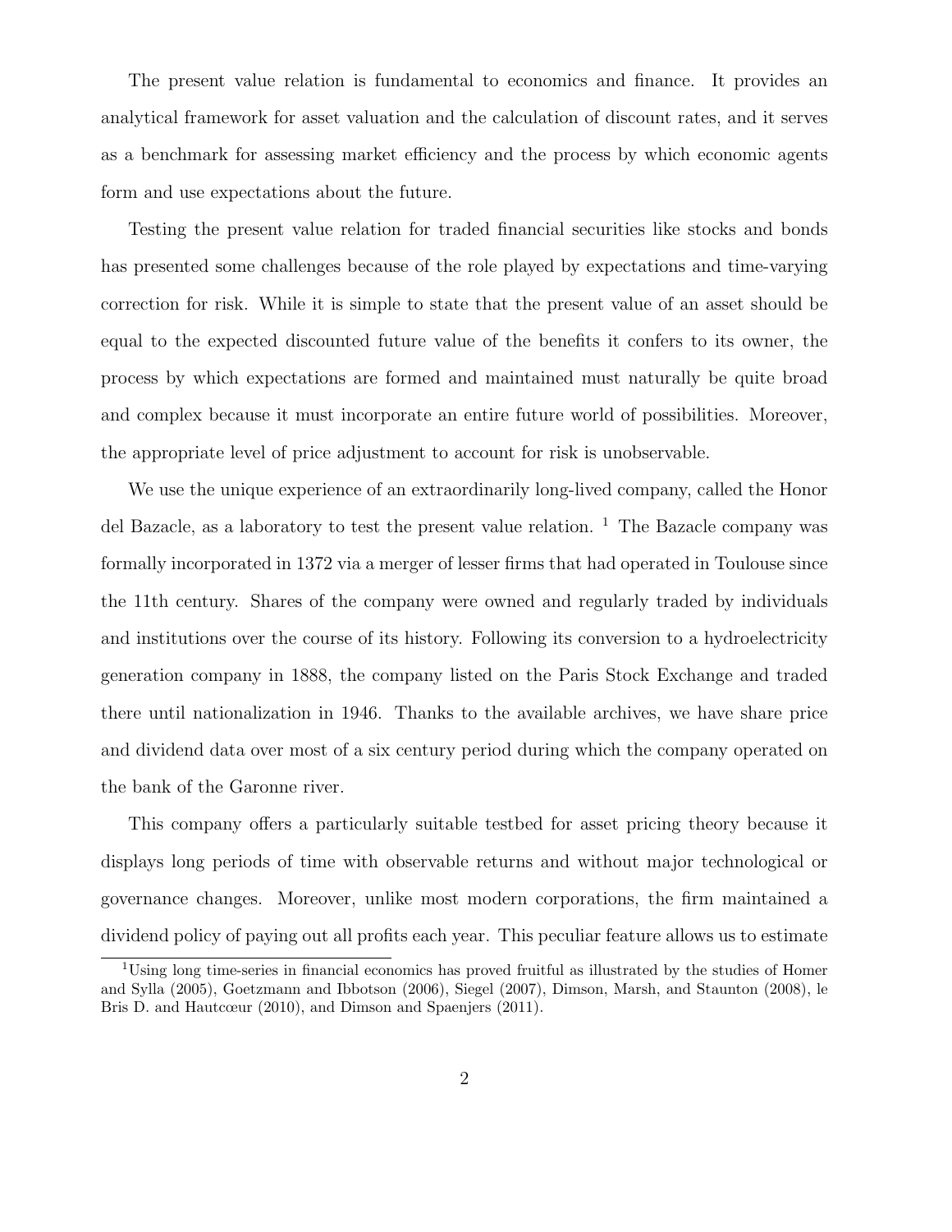The present value relation is fundamental to economics and finance. It provides an analytical framework for asset valuation and the calculation of discount rates, and it serves as a benchmark for assessing market efficiency and the process by which economic agents form and use expectations about the future.

Testing the present value relation for traded financial securities like stocks and bonds has presented some challenges because of the role played by expectations and time-varying correction for risk. While it is simple to state that the present value of an asset should be equal to the expected discounted future value of the benefits it confers to its owner, the process by which expectations are formed and maintained must naturally be quite broad and complex because it must incorporate an entire future world of possibilities. Moreover, the appropriate level of price adjustment to account for risk is unobservable.

We use the unique experience of an extraordinarily long-lived company, called the Honor del Bazacle, as a laboratory to test the present value relation. [1] The Bazacle company was formally incorporated in 1372 via a merger of lesser firms that had operated in Toulouse since the 11th century. Shares of the company were owned and regularly traded by individuals and institutions over the course of its history. Following its conversion to a hydroelectricity generation company in 1888, the company listed on the Paris Stock Exchange and traded there until nationalization in 1946. Thanks to the available archives, we have share price and dividend data over most of a six century period during which the company operated on the bank of the Garonne river.

This company offers a particularly suitable testbed for asset pricing theory because it displays long periods of time with observable returns and without major technological or governance changes. Moreover, unlike most modern corporations, the firm maintained a dividend policy of paying out all profits each year. This peculiar feature allows us to estimate

[1] Using long time-series in financial economics has proved fruitful as illustrated by the studies of Homer and Sylla (2005), Goetzmann and Ibbotson (2006), Siegel (2007), Dimson, Marsh, and Staunton (2008), le Bris D. and Hautcœur (2010), and Dimson and Spaenjers (2011).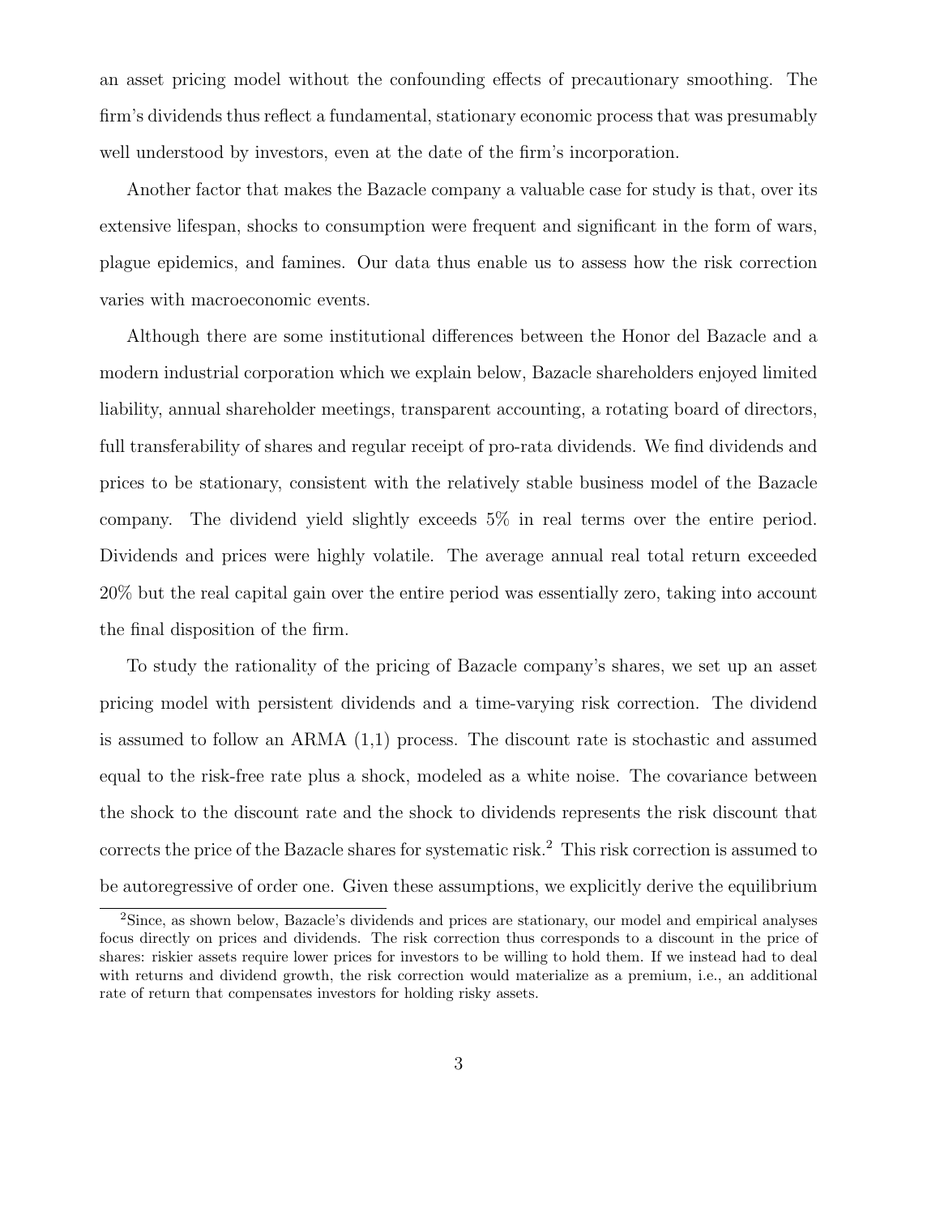an asset pricing model without the confounding effects of precautionary smoothing. The firm's dividends thus reflect a fundamental, stationary economic process that was presumably well understood by investors, even at the date of the firm's incorporation.

Another factor that makes the Bazacle company a valuable case for study is that, over its extensive lifespan, shocks to consumption were frequent and significant in the form of wars, plague epidemics, and famines. Our data thus enable us to assess how the risk correction varies with macroeconomic events.

Although there are some institutional differences between the Honor del Bazacle and a modern industrial corporation which we explain below, Bazacle shareholders enjoyed limited liability, annual shareholder meetings, transparent accounting, a rotating board of directors, full transferability of shares and regular receipt of pro-rata dividends. We find dividends and prices to be stationary, consistent with the relatively stable business model of the Bazacle company. The dividend yield slightly exceeds 5% in real terms over the entire period. Dividends and prices were highly volatile. The average annual real total return exceeded 20% but the real capital gain over the entire period was essentially zero, taking into account the final disposition of the firm.

To study the rationality of the pricing of Bazacle company's shares, we set up an asset pricing model with persistent dividends and a time-varying risk correction. The dividend is assumed to follow an ARMA (1,1) process. The discount rate is stochastic and assumed equal to the risk-free rate plus a shock, modeled as a white noise. The covariance between the shock to the discount rate and the shock to dividends represents the risk discount that corrects the price of the Bazacle shares for systematic risk.[2] This risk correction is assumed to be autoregressive of order one. Given these assumptions, we explicitly derive the equilibrium

[2] Since, as shown below, Bazacle's dividends and prices are stationary, our model and empirical analyses focus directly on prices and dividends. The risk correction thus corresponds to a discount in the price of shares: riskier assets require lower prices for investors to be willing to hold them. If we instead had to deal with returns and dividend growth, the risk correction would materialize as a premium, i.e., an additional rate of return that compensates investors for holding risky assets.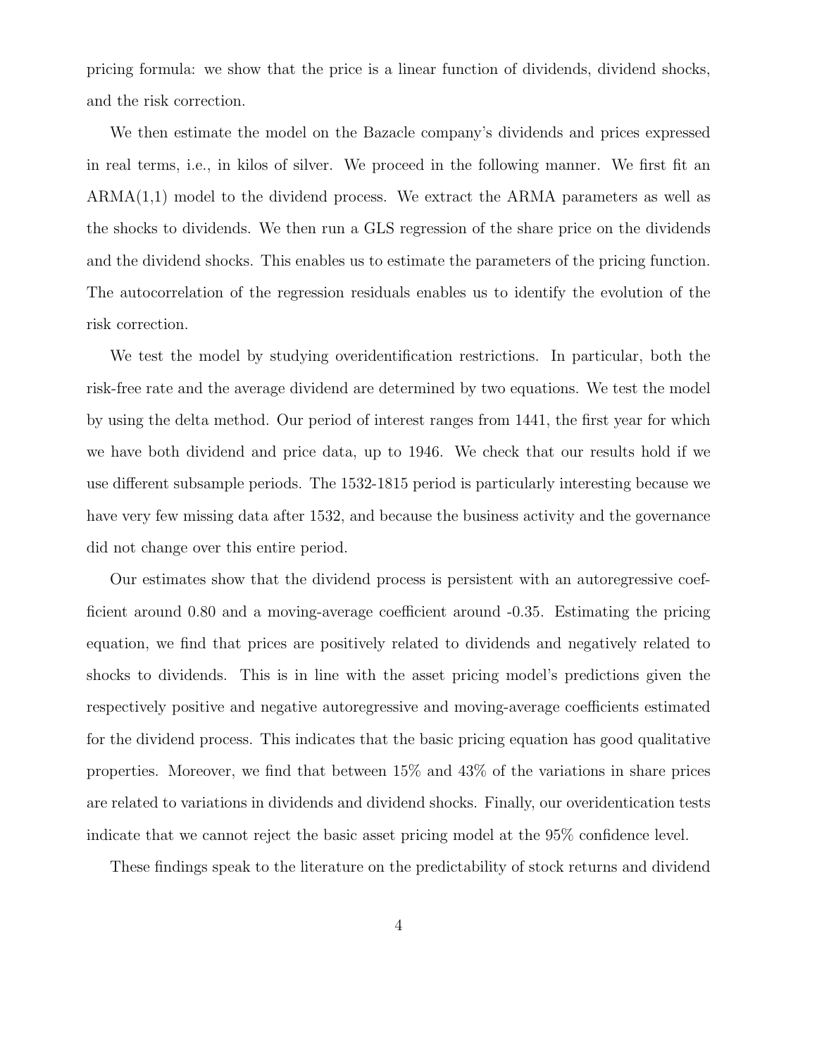pricing formula: we show that the price is a linear function of dividends, dividend shocks, and the risk correction.

We then estimate the model on the Bazacle company's dividends and prices expressed in real terms, i.e., in kilos of silver. We proceed in the following manner. We first fit an ARMA(1,1) model to the dividend process. We extract the ARMA parameters as well as the shocks to dividends. We then run a GLS regression of the share price on the dividends and the dividend shocks. This enables us to estimate the parameters of the pricing function. The autocorrelation of the regression residuals enables us to identify the evolution of the risk correction.

We test the model by studying overidentification restrictions. In particular, both the risk-free rate and the average dividend are determined by two equations. We test the model by using the delta method. Our period of interest ranges from 1441, the first year for which we have both dividend and price data, up to 1946. We check that our results hold if we use different subsample periods. The 1532-1815 period is particularly interesting because we have very few missing data after 1532, and because the business activity and the governance did not change over this entire period.

Our estimates show that the dividend process is persistent with an autoregressive coefficient around 0.80 and a moving-average coefficient around -0.35. Estimating the pricing equation, we find that prices are positively related to dividends and negatively related to shocks to dividends. This is in line with the asset pricing model's predictions given the respectively positive and negative autoregressive and moving-average coefficients estimated for the dividend process. This indicates that the basic pricing equation has good qualitative properties. Moreover, we find that between 15% and 43% of the variations in share prices are related to variations in dividends and dividend shocks. Finally, our overidentication tests indicate that we cannot reject the basic asset pricing model at the 95% confidence level.

These findings speak to the literature on the predictability of stock returns and dividend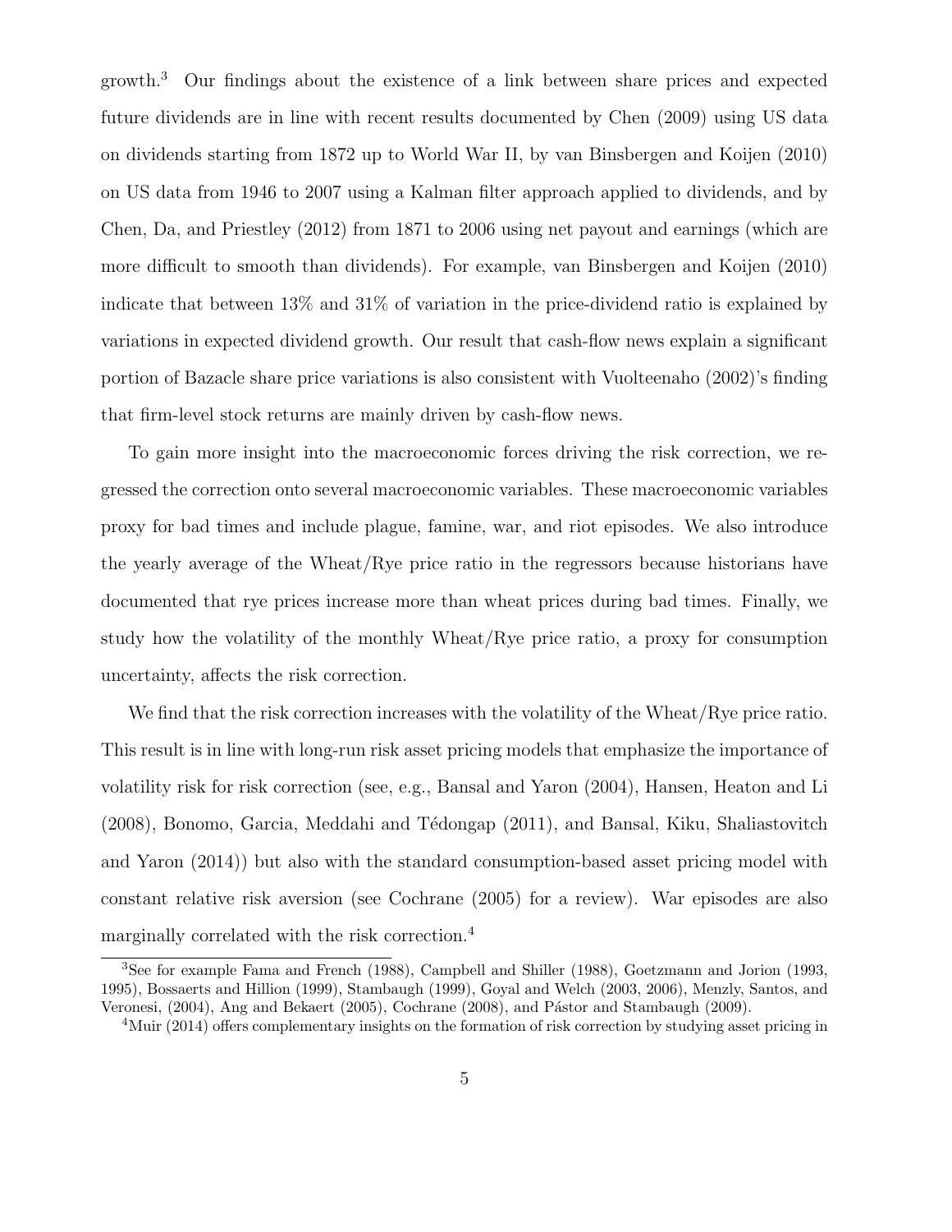growth.[3] Our findings about the existence of a link between share prices and expected future dividends are in line with recent results documented by Chen (2009) using US data on dividends starting from 1872 up to World War II, by van Binsbergen and Koijen (2010) on US data from 1946 to 2007 using a Kalman filter approach applied to dividends, and by Chen, Da, and Priestley (2012) from 1871 to 2006 using net payout and earnings (which are more difficult to smooth than dividends). For example, van Binsbergen and Koijen (2010) indicate that between 13% and 31% of variation in the price-dividend ratio is explained by variations in expected dividend growth. Our result that cash-flow news explain a significant portion of Bazacle share price variations is also consistent with Vuolteenaho (2002)'s finding that firm-level stock returns are mainly driven by cash-flow news.

To gain more insight into the macroeconomic forces driving the risk correction, we regressed the correction onto several macroeconomic variables. These macroeconomic variables proxy for bad times and include plague, famine, war, and riot episodes. We also introduce the yearly average of the Wheat/Rye price ratio in the regressors because historians have documented that rye prices increase more than wheat prices during bad times. Finally, we study how the volatility of the monthly Wheat/Rye price ratio, a proxy for consumption uncertainty, affects the risk correction.

We find that the risk correction increases with the volatility of the Wheat/Rye price ratio. This result is in line with long-run risk asset pricing models that emphasize the importance of volatility risk for risk correction (see, e.g., Bansal and Yaron (2004), Hansen, Heaton and Li (2008), Bonomo, Garcia, Meddahi and Tédongap (2011), and Bansal, Kiku, Shaliastovitch and Yaron (2014)) but also with the standard consumption-based asset pricing model with constant relative risk aversion (see Cochrane (2005) for a review). War episodes are also marginally correlated with the risk correction.[4]

---

[3] See for example Fama and French (1988), Campbell and Shiller (1988), Goetzmann and Jorion (1993, 1995), Bossaerts and Hillion (1999), Stambaugh (1999), Goyal and Welch (2003, 2006), Menzly, Santos, and Veronesi, (2004), Ang and Bekaert (2005), Cochrane (2008), and Pástor and Stambaugh (2009).

[4] Muir (2014) offers complementary insights on the formation of risk correction by studying asset pricing in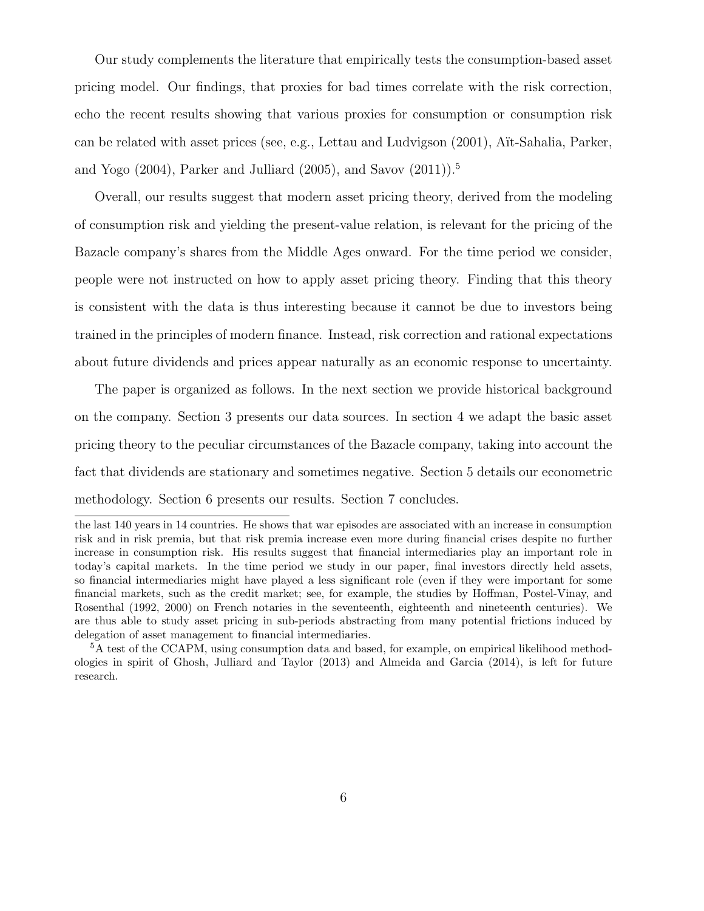Our study complements the literature that empirically tests the consumption-based asset pricing model. Our findings, that proxies for bad times correlate with the risk correction, echo the recent results showing that various proxies for consumption or consumption risk can be related with asset prices (see, e.g., Lettau and Ludvigson (2001), Aït-Sahalia, Parker, and Yogo (2004), Parker and Julliard (2005), and Savov (2011)).[5]

Overall, our results suggest that modern asset pricing theory, derived from the modeling of consumption risk and yielding the present-value relation, is relevant for the pricing of the Bazacle company's shares from the Middle Ages onward. For the time period we consider, people were not instructed on how to apply asset pricing theory. Finding that this theory is consistent with the data is thus interesting because it cannot be due to investors being trained in the principles of modern finance. Instead, risk correction and rational expectations about future dividends and prices appear naturally as an economic response to uncertainty.

The paper is organized as follows. In the next section we provide historical background on the company. Section 3 presents our data sources. In section 4 we adapt the basic asset pricing theory to the peculiar circumstances of the Bazacle company, taking into account the fact that dividends are stationary and sometimes negative. Section 5 details our econometric methodology. Section 6 presents our results. Section 7 concludes.

---

the last 140 years in 14 countries. He shows that war episodes are associated with an increase in consumption risk and in risk premia, but that risk premia increase even more during financial crises despite no further increase in consumption risk. His results suggest that financial intermediaries play an important role in today's capital markets. In the time period we study in our paper, final investors directly held assets, so financial intermediaries might have played a less significant role (even if they were important for some financial markets, such as the credit market; see, for example, the studies by Hoffman, Postel-Vinay, and Rosenthal (1992, 2000) on French notaries in the seventeenth, eighteenth and nineteenth centuries). We are thus able to study asset pricing in sub-periods abstracting from many potential frictions induced by delegation of asset management to financial intermediaries.

[5] A test of the CCAPM, using consumption data and based, for example, on empirical likelihood methodologies in spirit of Ghosh, Julliard and Taylor (2013) and Almeida and Garcia (2014), is left for future research.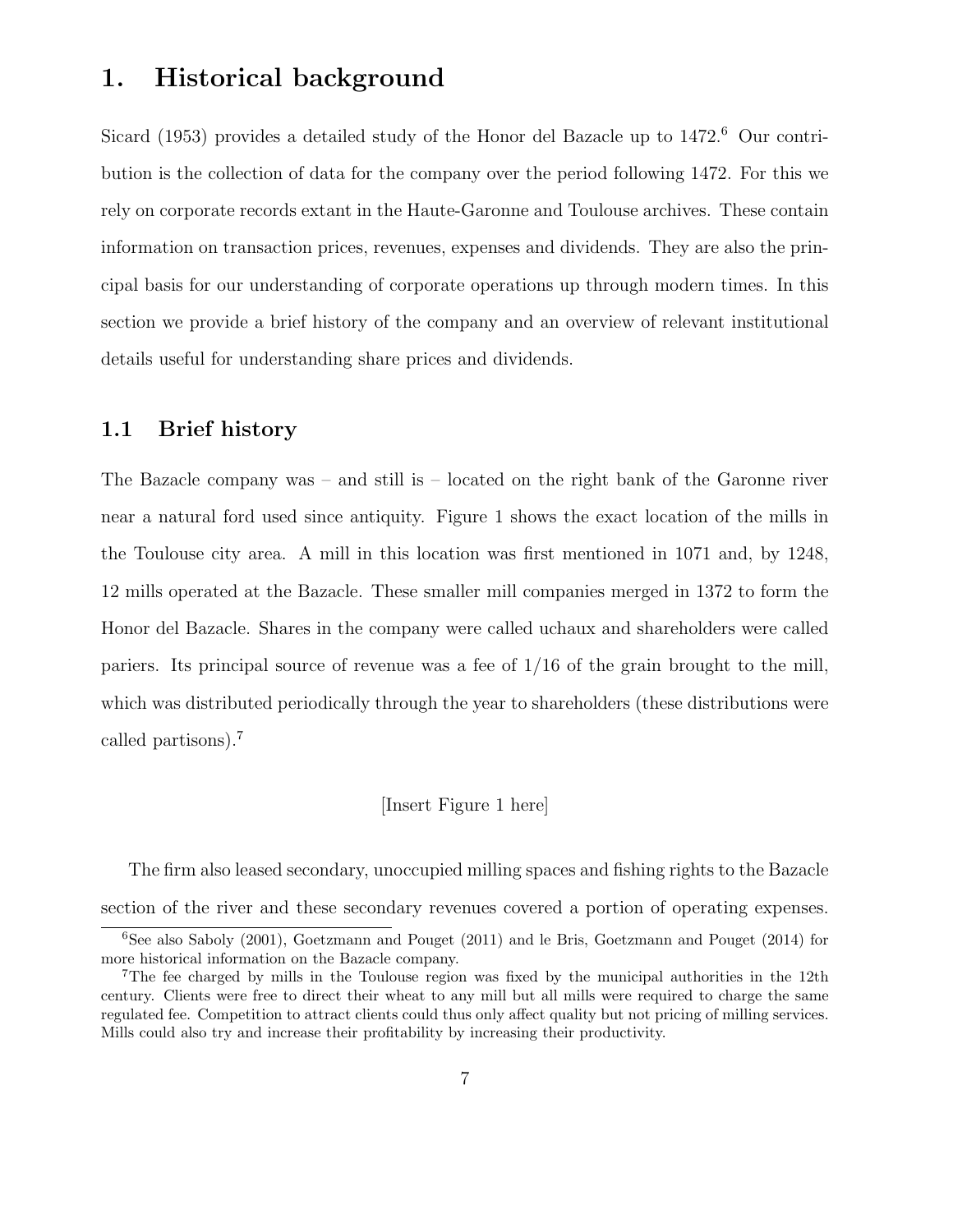# 1. Historical background

Sicard (1953) provides a detailed study of the Honor del Bazacle up to 1472.[6] Our contribution is the collection of data for the company over the period following 1472. For this we rely on corporate records extant in the Haute-Garonne and Toulouse archives. These contain information on transaction prices, revenues, expenses and dividends. They are also the principal basis for our understanding of corporate operations up through modern times. In this section we provide a brief history of the company and an overview of relevant institutional details useful for understanding share prices and dividends.

## 1.1 Brief history

The Bazacle company was – and still is – located on the right bank of the Garonne river near a natural ford used since antiquity. Figure 1 shows the exact location of the mills in the Toulouse city area. A mill in this location was first mentioned in 1071 and, by 1248, 12 mills operated at the Bazacle. These smaller mill companies merged in 1372 to form the Honor del Bazacle. Shares in the company were called uchaux and shareholders were called pariers. Its principal source of revenue was a fee of 1/16 of the grain brought to the mill, which was distributed periodically through the year to shareholders (these distributions were called partisons).[7]

[Insert Figure 1 here]

The firm also leased secondary, unoccupied milling spaces and fishing rights to the Bazacle section of the river and these secondary revenues covered a portion of operating expenses.

---

[6] See also Saboly (2001), Goetzmann and Pouget (2011) and le Bris, Goetzmann and Pouget (2014) for more historical information on the Bazacle company.

[7] The fee charged by mills in the Toulouse region was fixed by the municipal authorities in the 12th century. Clients were free to direct their wheat to any mill but all mills were required to charge the same regulated fee. Competition to attract clients could thus only affect quality but not pricing of milling services. Mills could also try and increase their profitability by increasing their productivity.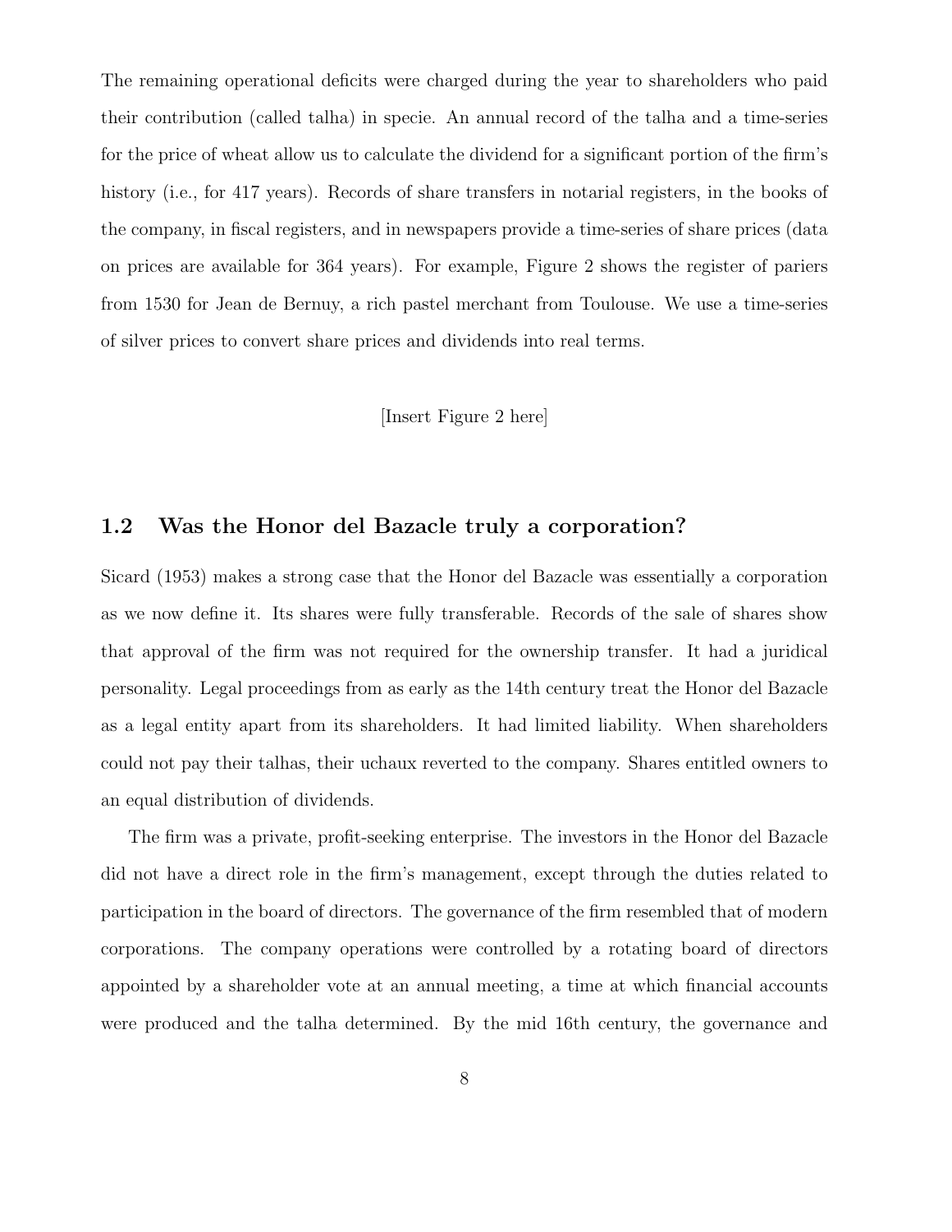The remaining operational deficits were charged during the year to shareholders who paid their contribution (called talha) in specie. An annual record of the talha and a time-series for the price of wheat allow us to calculate the dividend for a significant portion of the firm's history (i.e., for 417 years). Records of share transfers in notarial registers, in the books of the company, in fiscal registers, and in newspapers provide a time-series of share prices (data on prices are available for 364 years). For example, Figure 2 shows the register of pariers from 1530 for Jean de Bernuy, a rich pastel merchant from Toulouse. We use a time-series of silver prices to convert share prices and dividends into real terms.

[Insert Figure 2 here]

## 1.2 Was the Honor del Bazacle truly a corporation?

Sicard (1953) makes a strong case that the Honor del Bazacle was essentially a corporation as we now define it. Its shares were fully transferable. Records of the sale of shares show that approval of the firm was not required for the ownership transfer. It had a juridical personality. Legal proceedings from as early as the 14th century treat the Honor del Bazacle as a legal entity apart from its shareholders. It had limited liability. When shareholders could not pay their talhas, their uchaux reverted to the company. Shares entitled owners to an equal distribution of dividends.

The firm was a private, profit-seeking enterprise. The investors in the Honor del Bazacle did not have a direct role in the firm's management, except through the duties related to participation in the board of directors. The governance of the firm resembled that of modern corporations. The company operations were controlled by a rotating board of directors appointed by a shareholder vote at an annual meeting, a time at which financial accounts were produced and the talha determined. By the mid 16th century, the governance and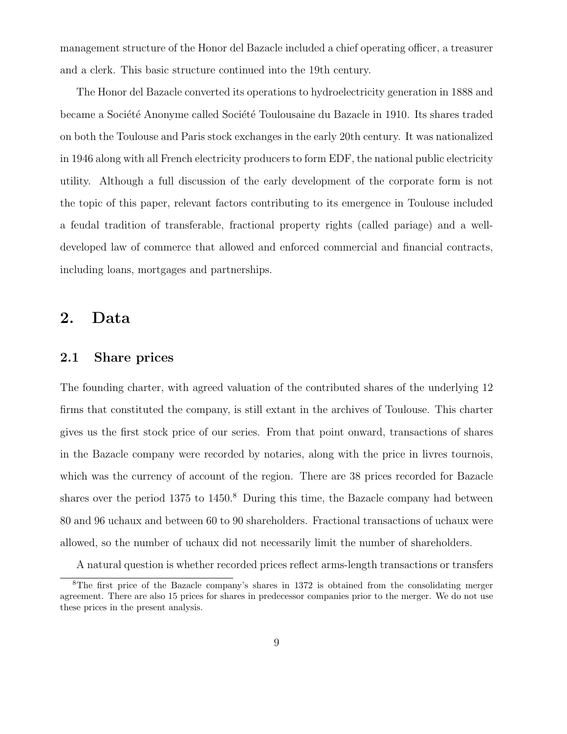management structure of the Honor del Bazacle included a chief operating officer, a treasurer and a clerk. This basic structure continued into the 19th century.

The Honor del Bazacle converted its operations to hydroelectricity generation in 1888 and became a Société Anonyme called Société Toulousaine du Bazacle in 1910. Its shares traded on both the Toulouse and Paris stock exchanges in the early 20th century. It was nationalized in 1946 along with all French electricity producers to form EDF, the national public electricity utility. Although a full discussion of the early development of the corporate form is not the topic of this paper, relevant factors contributing to its emergence in Toulouse included a feudal tradition of transferable, fractional property rights (called pariage) and a well-developed law of commerce that allowed and enforced commercial and financial contracts, including loans, mortgages and partnerships.

# 2. Data

## 2.1 Share prices

The founding charter, with agreed valuation of the contributed shares of the underlying 12 firms that constituted the company, is still extant in the archives of Toulouse. This charter gives us the first stock price of our series. From that point onward, transactions of shares in the Bazacle company were recorded by notaries, along with the price in livres tournois, which was the currency of account of the region. There are 38 prices recorded for Bazacle shares over the period 1375 to 1450.[8] During this time, the Bazacle company had between 80 and 96 uchaux and between 60 to 90 shareholders. Fractional transactions of uchaux were allowed, so the number of uchaux did not necessarily limit the number of shareholders.

A natural question is whether recorded prices reflect arms-length transactions or transfers

[8] The first price of the Bazacle company's shares in 1372 is obtained from the consolidating merger agreement. There are also 15 prices for shares in predecessor companies prior to the merger. We do not use these prices in the present analysis.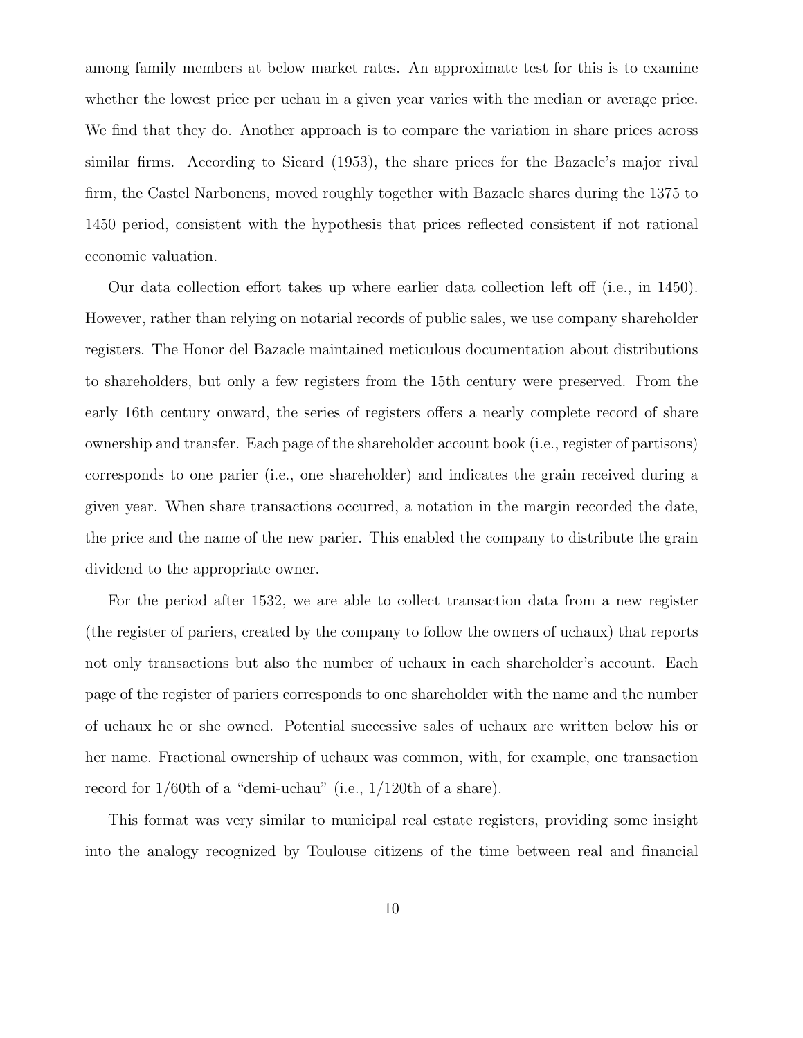among family members at below market rates. An approximate test for this is to examine whether the lowest price per uchau in a given year varies with the median or average price. We find that they do. Another approach is to compare the variation in share prices across similar firms. According to Sicard (1953), the share prices for the Bazacle's major rival firm, the Castel Narbonens, moved roughly together with Bazacle shares during the 1375 to 1450 period, consistent with the hypothesis that prices reflected consistent if not rational economic valuation.

Our data collection effort takes up where earlier data collection left off (i.e., in 1450). However, rather than relying on notarial records of public sales, we use company shareholder registers. The Honor del Bazacle maintained meticulous documentation about distributions to shareholders, but only a few registers from the 15th century were preserved. From the early 16th century onward, the series of registers offers a nearly complete record of share ownership and transfer. Each page of the shareholder account book (i.e., register of partisons) corresponds to one parier (i.e., one shareholder) and indicates the grain received during a given year. When share transactions occurred, a notation in the margin recorded the date, the price and the name of the new parier. This enabled the company to distribute the grain dividend to the appropriate owner.

For the period after 1532, we are able to collect transaction data from a new register (the register of pariers, created by the company to follow the owners of uchaux) that reports not only transactions but also the number of uchaux in each shareholder's account. Each page of the register of pariers corresponds to one shareholder with the name and the number of uchaux he or she owned. Potential successive sales of uchaux are written below his or her name. Fractional ownership of uchaux was common, with, for example, one transaction record for 1/60th of a "demi-uchau" (i.e., 1/120th of a share).

This format was very similar to municipal real estate registers, providing some insight into the analogy recognized by Toulouse citizens of the time between real and financial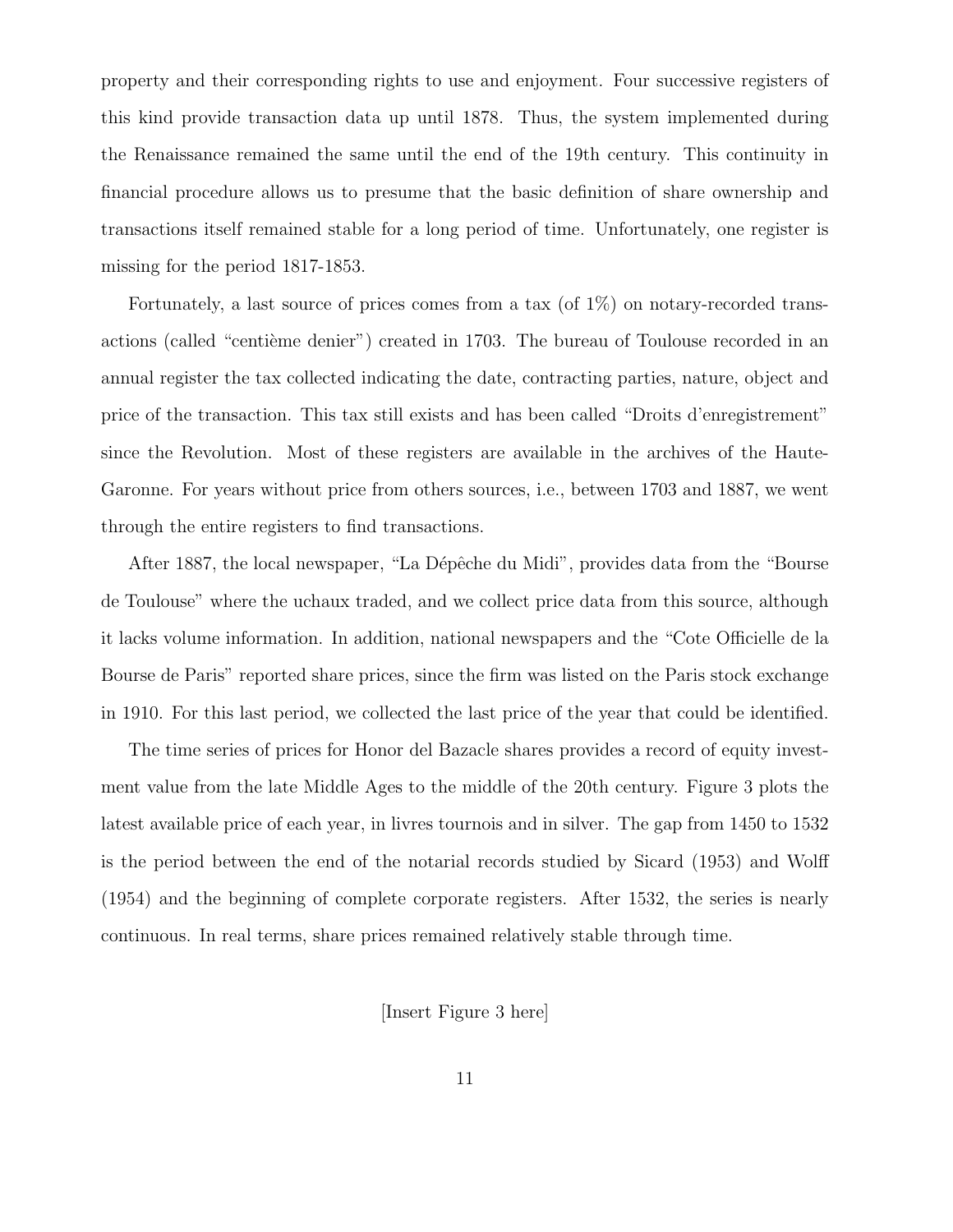property and their corresponding rights to use and enjoyment. Four successive registers of this kind provide transaction data up until 1878. Thus, the system implemented during the Renaissance remained the same until the end of the 19th century. This continuity in financial procedure allows us to presume that the basic definition of share ownership and transactions itself remained stable for a long period of time. Unfortunately, one register is missing for the period 1817-1853.

Fortunately, a last source of prices comes from a tax (of 1%) on notary-recorded transactions (called "centième denier") created in 1703. The bureau of Toulouse recorded in an annual register the tax collected indicating the date, contracting parties, nature, object and price of the transaction. This tax still exists and has been called "Droits d'enregistrement" since the Revolution. Most of these registers are available in the archives of the Haute-Garonne. For years without price from others sources, i.e., between 1703 and 1887, we went through the entire registers to find transactions.

After 1887, the local newspaper, "La Dépêche du Midi", provides data from the "Bourse de Toulouse" where the uchaux traded, and we collect price data from this source, although it lacks volume information. In addition, national newspapers and the "Cote Officielle de la Bourse de Paris" reported share prices, since the firm was listed on the Paris stock exchange in 1910. For this last period, we collected the last price of the year that could be identified.

The time series of prices for Honor del Bazacle shares provides a record of equity investment value from the late Middle Ages to the middle of the 20th century. Figure 3 plots the latest available price of each year, in livres tournois and in silver. The gap from 1450 to 1532 is the period between the end of the notarial records studied by Sicard (1953) and Wolff (1954) and the beginning of complete corporate registers. After 1532, the series is nearly continuous. In real terms, share prices remained relatively stable through time.

[Insert Figure 3 here]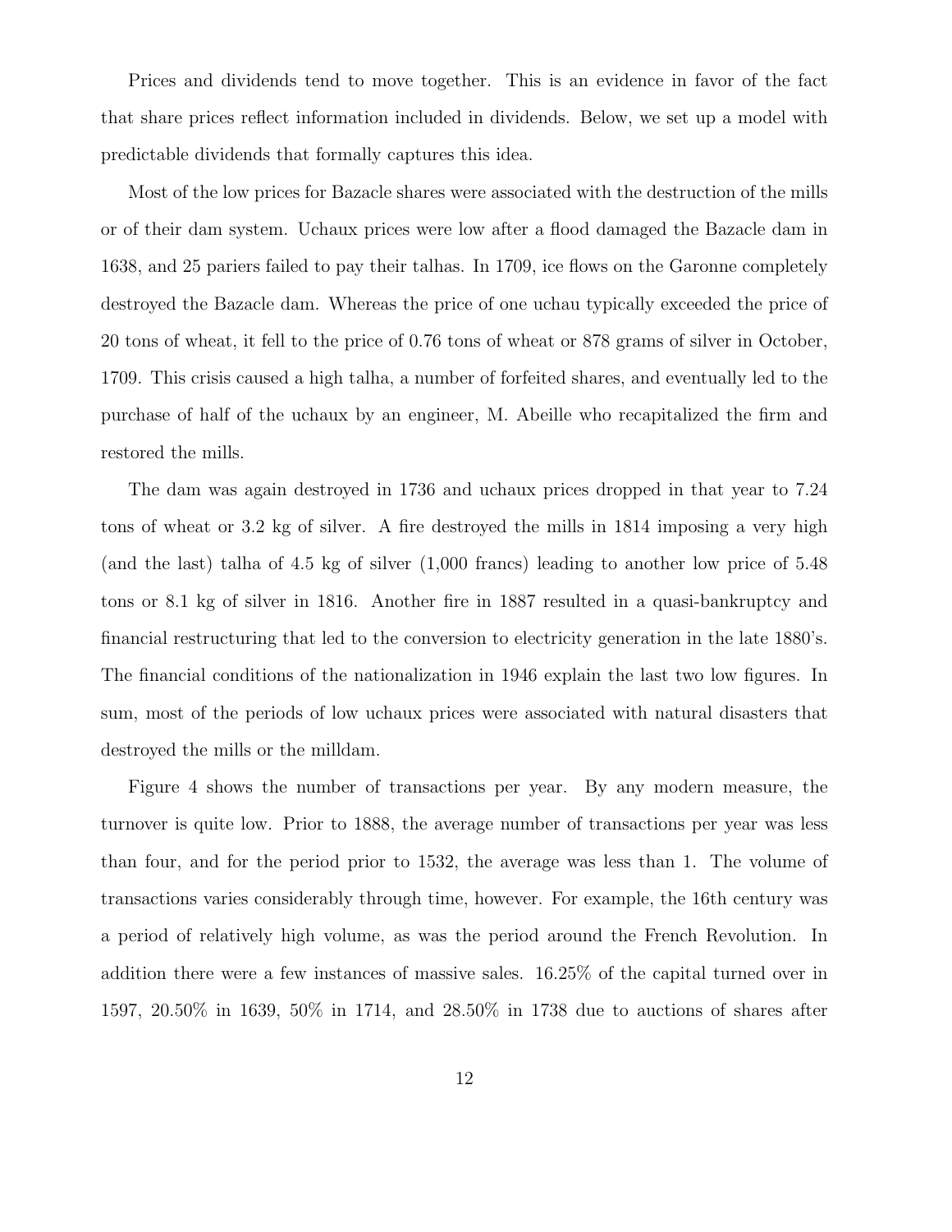Prices and dividends tend to move together. This is an evidence in favor of the fact that share prices reflect information included in dividends. Below, we set up a model with predictable dividends that formally captures this idea.

Most of the low prices for Bazacle shares were associated with the destruction of the mills or of their dam system. Uchaux prices were low after a flood damaged the Bazacle dam in 1638, and 25 pariers failed to pay their talhas. In 1709, ice flows on the Garonne completely destroyed the Bazacle dam. Whereas the price of one uchau typically exceeded the price of 20 tons of wheat, it fell to the price of 0.76 tons of wheat or 878 grams of silver in October, 1709. This crisis caused a high talha, a number of forfeited shares, and eventually led to the purchase of half of the uchaux by an engineer, M. Abeille who recapitalized the firm and restored the mills.

The dam was again destroyed in 1736 and uchaux prices dropped in that year to 7.24 tons of wheat or 3.2 kg of silver. A fire destroyed the mills in 1814 imposing a very high (and the last) talha of 4.5 kg of silver (1,000 francs) leading to another low price of 5.48 tons or 8.1 kg of silver in 1816. Another fire in 1887 resulted in a quasi-bankruptcy and financial restructuring that led to the conversion to electricity generation in the late 1880's. The financial conditions of the nationalization in 1946 explain the last two low figures. In sum, most of the periods of low uchaux prices were associated with natural disasters that destroyed the mills or the milldam.

Figure 4 shows the number of transactions per year. By any modern measure, the turnover is quite low. Prior to 1888, the average number of transactions per year was less than four, and for the period prior to 1532, the average was less than 1. The volume of transactions varies considerably through time, however. For example, the 16th century was a period of relatively high volume, as was the period around the French Revolution. In addition there were a few instances of massive sales. 16.25% of the capital turned over in 1597, 20.50% in 1639, 50% in 1714, and 28.50% in 1738 due to auctions of shares after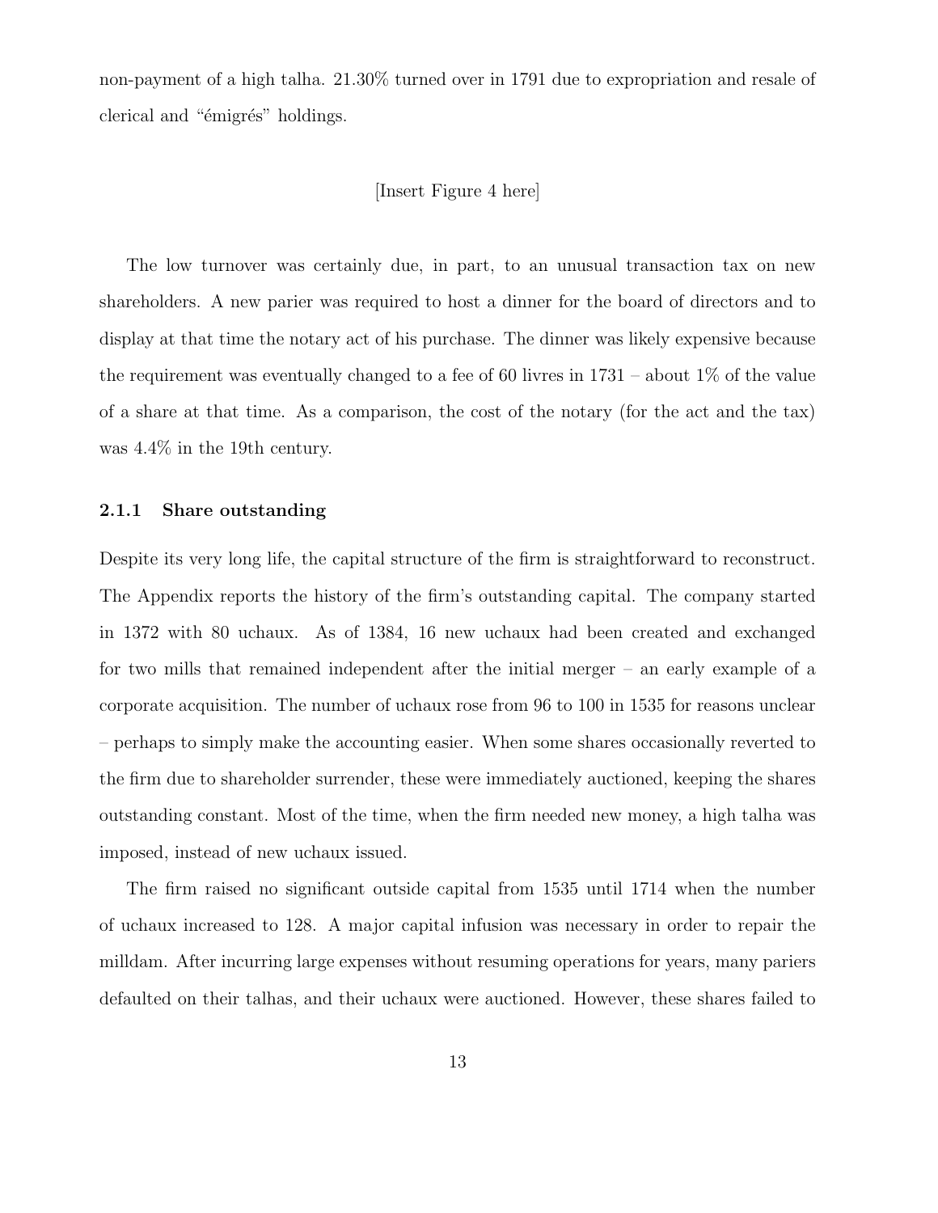non-payment of a high talha. 21.30% turned over in 1791 due to expropriation and resale of clerical and "émigrés" holdings.

[Insert Figure 4 here]

The low turnover was certainly due, in part, to an unusual transaction tax on new shareholders. A new parier was required to host a dinner for the board of directors and to display at that time the notary act of his purchase. The dinner was likely expensive because the requirement was eventually changed to a fee of 60 livres in 1731 – about 1% of the value of a share at that time. As a comparison, the cost of the notary (for the act and the tax) was 4.4% in the 19th century.

### 2.1.1 Share outstanding

Despite its very long life, the capital structure of the firm is straightforward to reconstruct. The Appendix reports the history of the firm's outstanding capital. The company started in 1372 with 80 uchaux. As of 1384, 16 new uchaux had been created and exchanged for two mills that remained independent after the initial merger – an early example of a corporate acquisition. The number of uchaux rose from 96 to 100 in 1535 for reasons unclear – perhaps to simply make the accounting easier. When some shares occasionally reverted to the firm due to shareholder surrender, these were immediately auctioned, keeping the shares outstanding constant. Most of the time, when the firm needed new money, a high talha was imposed, instead of new uchaux issued.

The firm raised no significant outside capital from 1535 until 1714 when the number of uchaux increased to 128. A major capital infusion was necessary in order to repair the milldam. After incurring large expenses without resuming operations for years, many pariers defaulted on their talhas, and their uchaux were auctioned. However, these shares failed to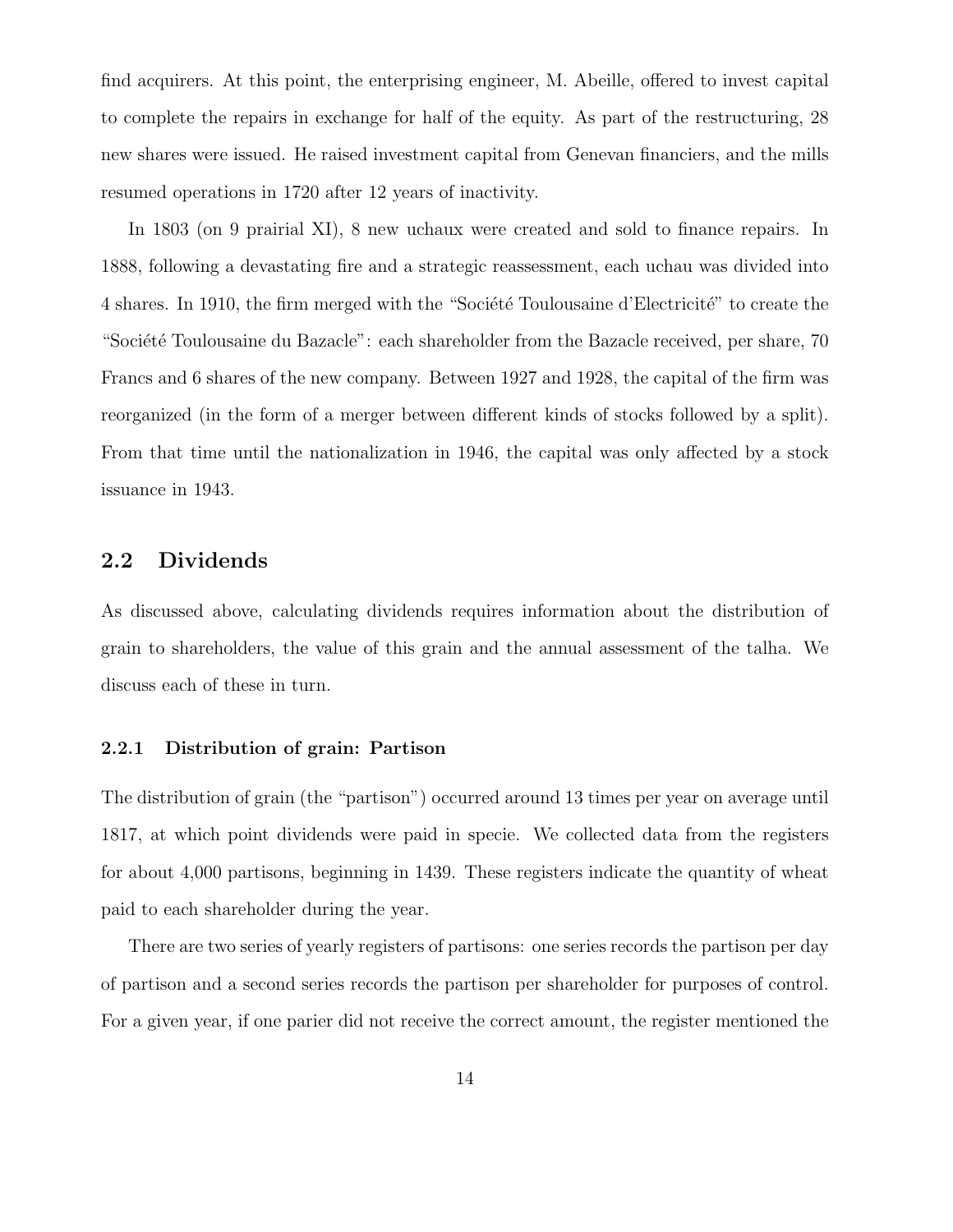find acquirers. At this point, the enterprising engineer, M. Abeille, offered to invest capital to complete the repairs in exchange for half of the equity. As part of the restructuring, 28 new shares were issued. He raised investment capital from Genevan financiers, and the mills resumed operations in 1720 after 12 years of inactivity.

In 1803 (on 9 prairial XI), 8 new uchaux were created and sold to finance repairs. In 1888, following a devastating fire and a strategic reassessment, each uchau was divided into 4 shares. In 1910, the firm merged with the "Société Toulousaine d'Electricité" to create the "Société Toulousaine du Bazacle": each shareholder from the Bazacle received, per share, 70 Francs and 6 shares of the new company. Between 1927 and 1928, the capital of the firm was reorganized (in the form of a merger between different kinds of stocks followed by a split). From that time until the nationalization in 1946, the capital was only affected by a stock issuance in 1943.

## 2.2 Dividends

As discussed above, calculating dividends requires information about the distribution of grain to shareholders, the value of this grain and the annual assessment of the talha. We discuss each of these in turn.

### 2.2.1 Distribution of grain: Partison

The distribution of grain (the "partison") occurred around 13 times per year on average until 1817, at which point dividends were paid in specie. We collected data from the registers for about 4,000 partisons, beginning in 1439. These registers indicate the quantity of wheat paid to each shareholder during the year.

There are two series of yearly registers of partisons: one series records the partison per day of partison and a second series records the partison per shareholder for purposes of control. For a given year, if one parier did not receive the correct amount, the register mentioned the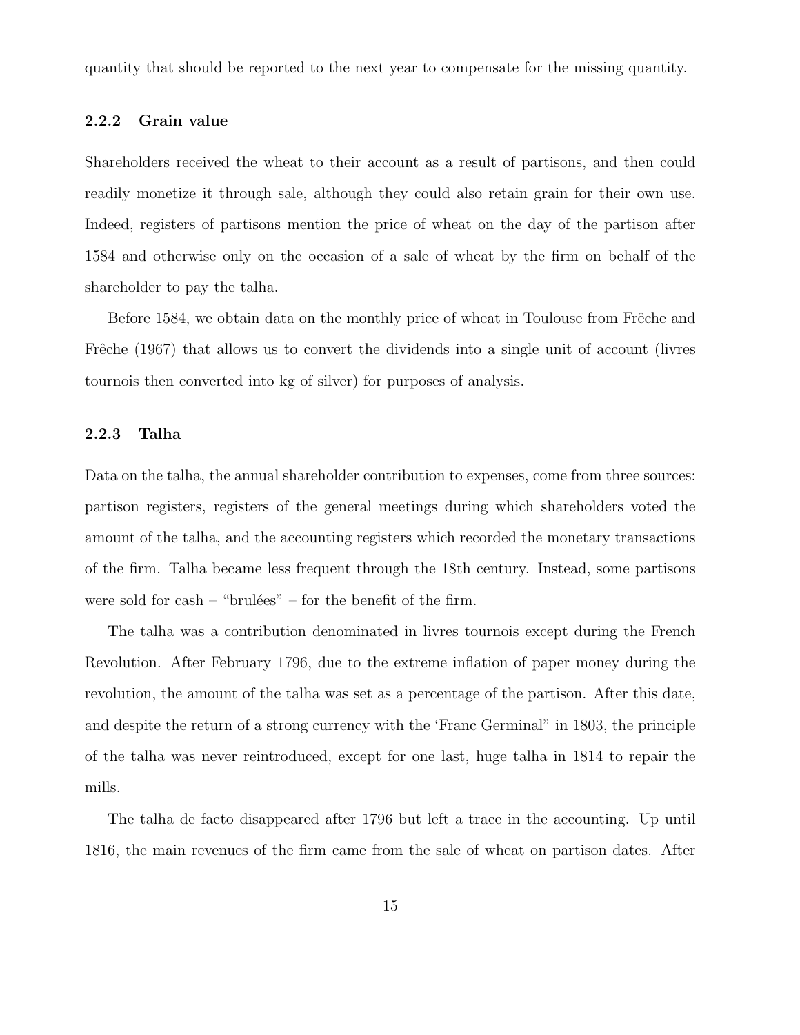quantity that should be reported to the next year to compensate for the missing quantity.

### 2.2.2 Grain value

Shareholders received the wheat to their account as a result of partisons, and then could readily monetize it through sale, although they could also retain grain for their own use. Indeed, registers of partisons mention the price of wheat on the day of the partison after 1584 and otherwise only on the occasion of a sale of wheat by the firm on behalf of the shareholder to pay the talha.

Before 1584, we obtain data on the monthly price of wheat in Toulouse from Frêche and Frêche (1967) that allows us to convert the dividends into a single unit of account (livres tournois then converted into kg of silver) for purposes of analysis.

### 2.2.3 Talha

Data on the talha, the annual shareholder contribution to expenses, come from three sources: partison registers, registers of the general meetings during which shareholders voted the amount of the talha, and the accounting registers which recorded the monetary transactions of the firm. Talha became less frequent through the 18th century. Instead, some partisons were sold for cash – "brulées" – for the benefit of the firm.

The talha was a contribution denominated in livres tournois except during the French Revolution. After February 1796, due to the extreme inflation of paper money during the revolution, the amount of the talha was set as a percentage of the partison. After this date, and despite the return of a strong currency with the 'Franc Germinal" in 1803, the principle of the talha was never reintroduced, except for one last, huge talha in 1814 to repair the mills.

The talha de facto disappeared after 1796 but left a trace in the accounting. Up until 1816, the main revenues of the firm came from the sale of wheat on partison dates. After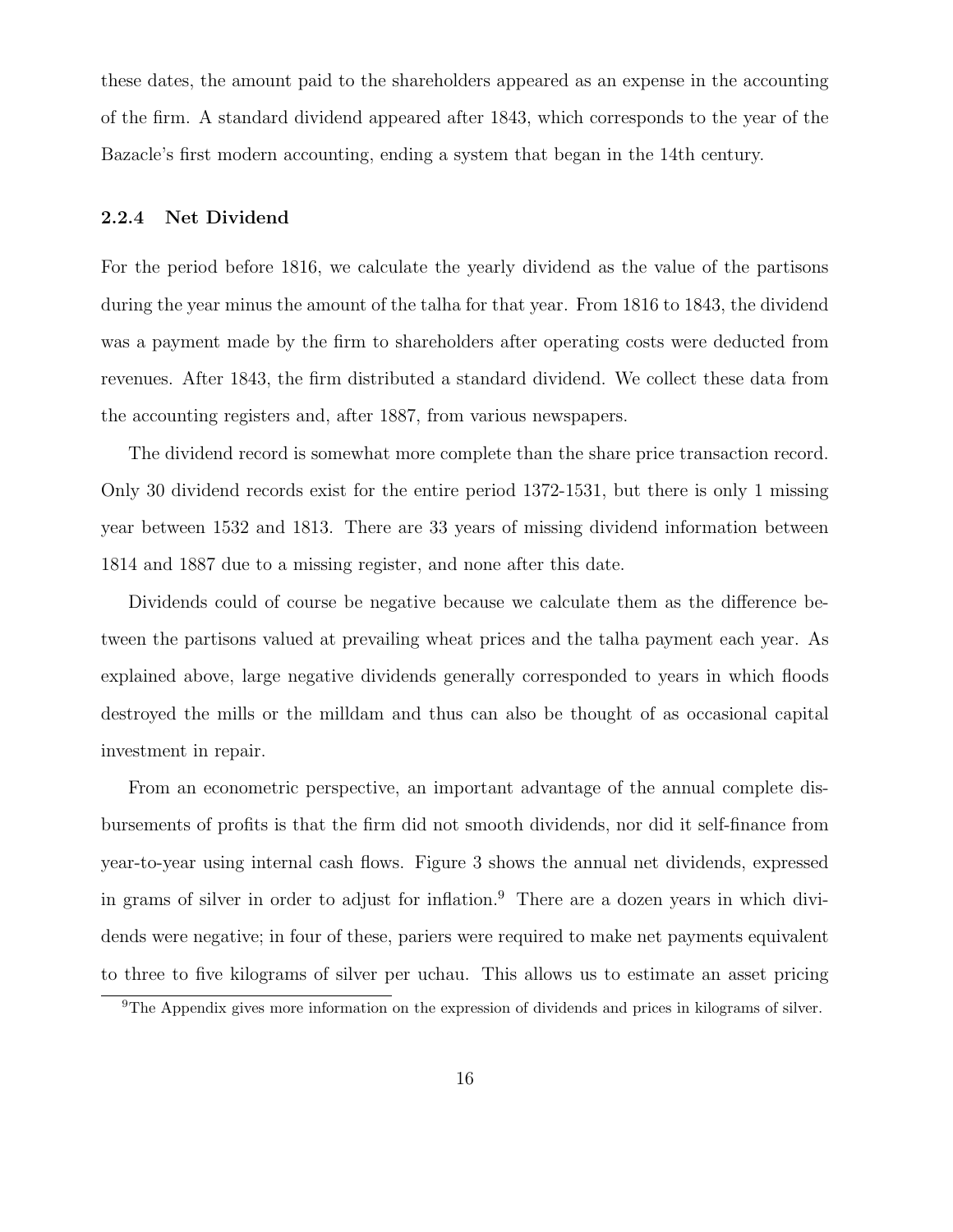these dates, the amount paid to the shareholders appeared as an expense in the accounting of the firm. A standard dividend appeared after 1843, which corresponds to the year of the Bazacle's first modern accounting, ending a system that began in the 14th century.

### 2.2.4 Net Dividend

For the period before 1816, we calculate the yearly dividend as the value of the partisons during the year minus the amount of the talha for that year. From 1816 to 1843, the dividend was a payment made by the firm to shareholders after operating costs were deducted from revenues. After 1843, the firm distributed a standard dividend. We collect these data from the accounting registers and, after 1887, from various newspapers.

The dividend record is somewhat more complete than the share price transaction record. Only 30 dividend records exist for the entire period 1372-1531, but there is only 1 missing year between 1532 and 1813. There are 33 years of missing dividend information between 1814 and 1887 due to a missing register, and none after this date.

Dividends could of course be negative because we calculate them as the difference between the partisons valued at prevailing wheat prices and the talha payment each year. As explained above, large negative dividends generally corresponded to years in which floods destroyed the mills or the milldam and thus can also be thought of as occasional capital investment in repair.

From an econometric perspective, an important advantage of the annual complete disbursements of profits is that the firm did not smooth dividends, nor did it self-finance from year-to-year using internal cash flows. Figure 3 shows the annual net dividends, expressed in grams of silver in order to adjust for inflation.[9] There are a dozen years in which dividends were negative; in four of these, pariers were required to make net payments equivalent to three to five kilograms of silver per uchau. This allows us to estimate an asset pricing

[9] The Appendix gives more information on the expression of dividends and prices in kilograms of silver.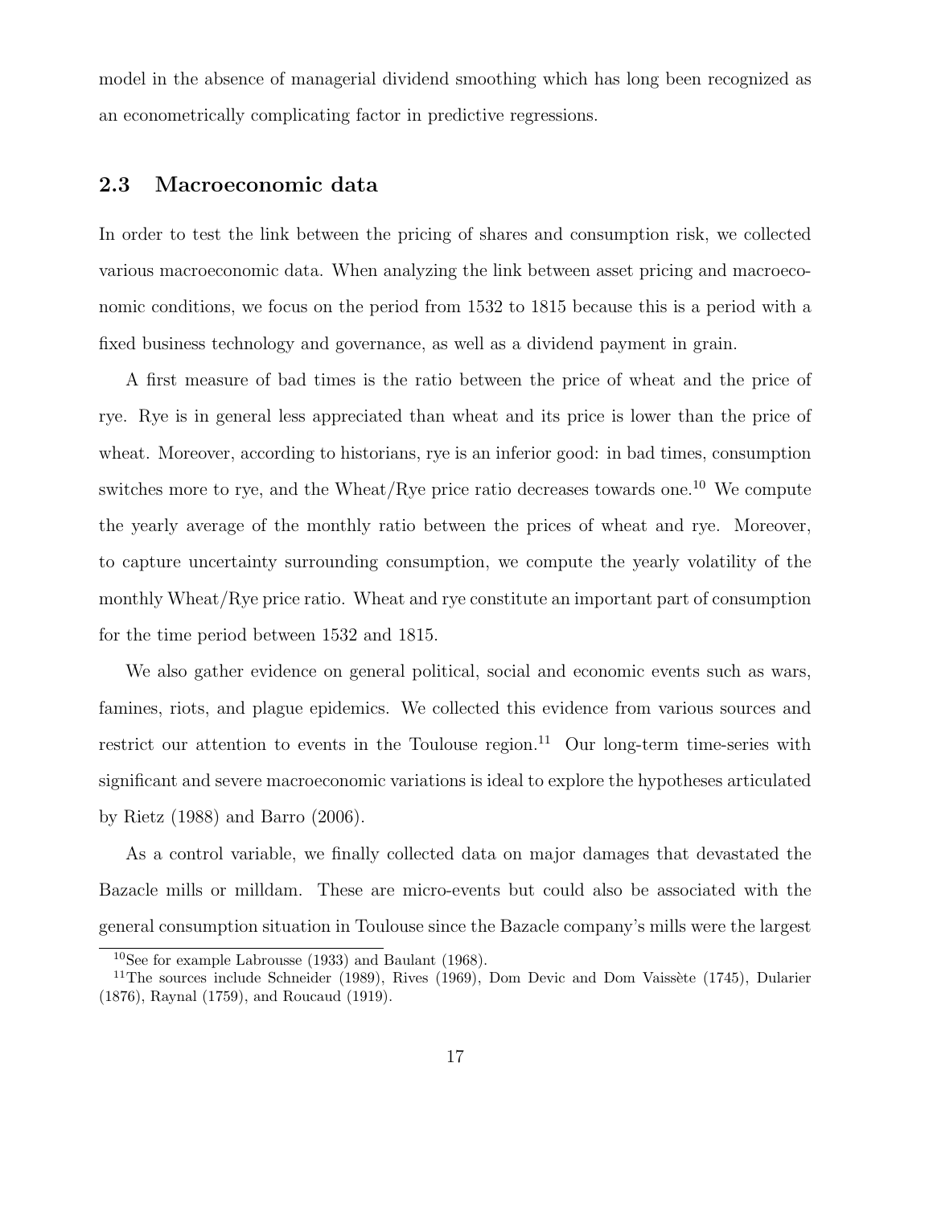model in the absence of managerial dividend smoothing which has long been recognized as an econometrically complicating factor in predictive regressions.

### 2.3 Macroeconomic data

In order to test the link between the pricing of shares and consumption risk, we collected various macroeconomic data. When analyzing the link between asset pricing and macroeconomic conditions, we focus on the period from 1532 to 1815 because this is a period with a fixed business technology and governance, as well as a dividend payment in grain.

A first measure of bad times is the ratio between the price of wheat and the price of rye. Rye is in general less appreciated than wheat and its price is lower than the price of wheat. Moreover, according to historians, rye is an inferior good: in bad times, consumption switches more to rye, and the Wheat/Rye price ratio decreases towards one.[10] We compute the yearly average of the monthly ratio between the prices of wheat and rye. Moreover, to capture uncertainty surrounding consumption, we compute the yearly volatility of the monthly Wheat/Rye price ratio. Wheat and rye constitute an important part of consumption for the time period between 1532 and 1815.

We also gather evidence on general political, social and economic events such as wars, famines, riots, and plague epidemics. We collected this evidence from various sources and restrict our attention to events in the Toulouse region.[11] Our long-term time-series with significant and severe macroeconomic variations is ideal to explore the hypotheses articulated by Rietz (1988) and Barro (2006).

As a control variable, we finally collected data on major damages that devastated the Bazacle mills or milldam. These are micro-events but could also be associated with the general consumption situation in Toulouse since the Bazacle company's mills were the largest

[10] See for example Labrousse (1933) and Baulant (1968).

[11] The sources include Schneider (1989), Rives (1969), Dom Devic and Dom Vaissète (1745), Dularier (1876), Raynal (1759), and Roucaud (1919).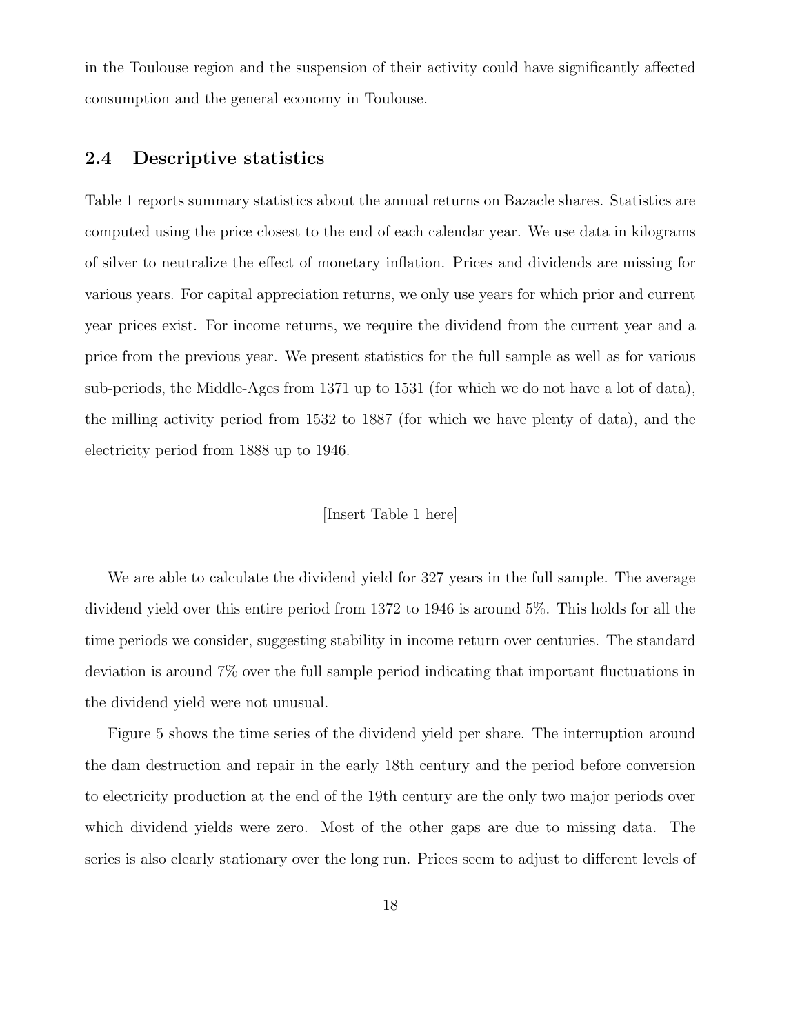in the Toulouse region and the suspension of their activity could have significantly affected consumption and the general economy in Toulouse.

## 2.4 Descriptive statistics

Table 1 reports summary statistics about the annual returns on Bazacle shares. Statistics are computed using the price closest to the end of each calendar year. We use data in kilograms of silver to neutralize the effect of monetary inflation. Prices and dividends are missing for various years. For capital appreciation returns, we only use years for which prior and current year prices exist. For income returns, we require the dividend from the current year and a price from the previous year. We present statistics for the full sample as well as for various sub-periods, the Middle-Ages from 1371 up to 1531 (for which we do not have a lot of data), the milling activity period from 1532 to 1887 (for which we have plenty of data), and the electricity period from 1888 up to 1946.

[Insert Table 1 here]

We are able to calculate the dividend yield for 327 years in the full sample. The average dividend yield over this entire period from 1372 to 1946 is around 5%. This holds for all the time periods we consider, suggesting stability in income return over centuries. The standard deviation is around 7% over the full sample period indicating that important fluctuations in the dividend yield were not unusual.

Figure 5 shows the time series of the dividend yield per share. The interruption around the dam destruction and repair in the early 18th century and the period before conversion to electricity production at the end of the 19th century are the only two major periods over which dividend yields were zero. Most of the other gaps are due to missing data. The series is also clearly stationary over the long run. Prices seem to adjust to different levels of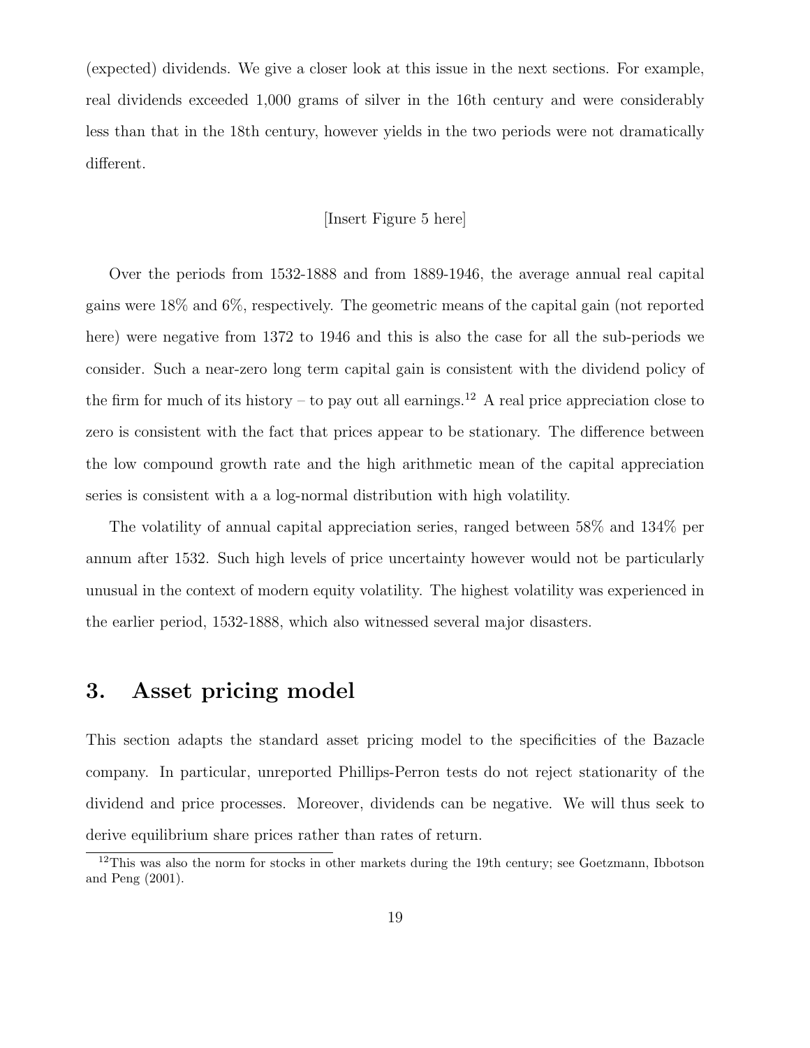(expected) dividends. We give a closer look at this issue in the next sections. For example, real dividends exceeded 1,000 grams of silver in the 16th century and were considerably less than that in the 18th century, however yields in the two periods were not dramatically different.

[Insert Figure 5 here]

Over the periods from 1532-1888 and from 1889-1946, the average annual real capital gains were 18% and 6%, respectively. The geometric means of the capital gain (not reported here) were negative from 1372 to 1946 and this is also the case for all the sub-periods we consider. Such a near-zero long term capital gain is consistent with the dividend policy of the firm for much of its history – to pay out all earnings.[12] A real price appreciation close to zero is consistent with the fact that prices appear to be stationary. The difference between the low compound growth rate and the high arithmetic mean of the capital appreciation series is consistent with a a log-normal distribution with high volatility.

The volatility of annual capital appreciation series, ranged between 58% and 134% per annum after 1532. Such high levels of price uncertainty however would not be particularly unusual in the context of modern equity volatility. The highest volatility was experienced in the earlier period, 1532-1888, which also witnessed several major disasters.

## 3. Asset pricing model

This section adapts the standard asset pricing model to the specificities of the Bazacle company. In particular, unreported Phillips-Perron tests do not reject stationarity of the dividend and price processes. Moreover, dividends can be negative. We will thus seek to derive equilibrium share prices rather than rates of return.

[12] This was also the norm for stocks in other markets during the 19th century; see Goetzmann, Ibbotson and Peng (2001).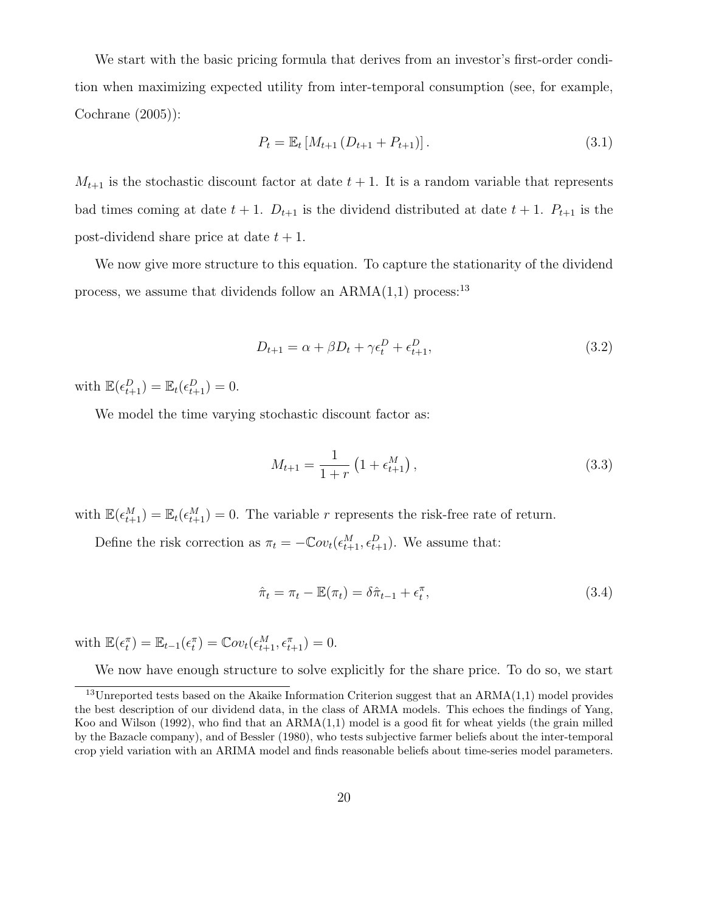We start with the basic pricing formula that derives from an investor's first-order condition when maximizing expected utility from inter-temporal consumption (see, for example, Cochrane (2005)):

$$P_t = \mathbb{E}_t \left[ M_{t+1} \left( D_{t+1} + P_{t+1} \right) \right]. \tag{3.1}$$

$M_{t+1}$ is the stochastic discount factor at date $t+1$. It is a random variable that represents bad times coming at date $t+1$. $D_{t+1}$ is the dividend distributed at date $t+1$. $P_{t+1}$ is the post-dividend share price at date $t+1$.

We now give more structure to this equation. To capture the stationarity of the dividend process, we assume that dividends follow an ARMA(1,1) process:[13]

$$D_{t+1} = \alpha + \beta D_t + \gamma \epsilon_t^D + \epsilon_{t+1}^D, \tag{3.2}$$

with $\mathbb{E}(\epsilon_{t+1}^D) = \mathbb{E}_t(\epsilon_{t+1}^D) = 0$.

We model the time varying stochastic discount factor as:

$$M_{t+1} = \frac{1}{1+r} \left( 1 + \epsilon_{t+1}^M \right), \tag{3.3}$$

with $\mathbb{E}(\epsilon_{t+1}^M) = \mathbb{E}_t(\epsilon_{t+1}^M) = 0$. The variable $r$ represents the risk-free rate of return.

Define the risk correction as $\pi_t = -\mathbb{C}ov_t(\epsilon_{t+1}^M, \epsilon_{t+1}^D)$. We assume that:

$$\hat{\pi}_t = \pi_t - \mathbb{E}(\pi_t) = \delta \hat{\pi}_{t-1} + \epsilon_t^{\pi}, \tag{3.4}$$

with $\mathbb{E}(\epsilon_t^{\pi}) = \mathbb{E}_{t-1}(\epsilon_t^{\pi}) = \mathbb{C}ov_t(\epsilon_{t+1}^M, \epsilon_{t+1}^{\pi}) = 0$.

We now have enough structure to solve explicitly for the share price. To do so, we start

[13] Unreported tests based on the Akaike Information Criterion suggest that an ARMA(1,1) model provides the best description of our dividend data, in the class of ARMA models. This echoes the findings of Yang, Koo and Wilson (1992), who find that an ARMA(1,1) model is a good fit for wheat yields (the grain milled by the Bazacle company), and of Bessler (1980), who tests subjective farmer beliefs about the inter-temporal crop yield variation with an ARIMA model and finds reasonable beliefs about time-series model parameters.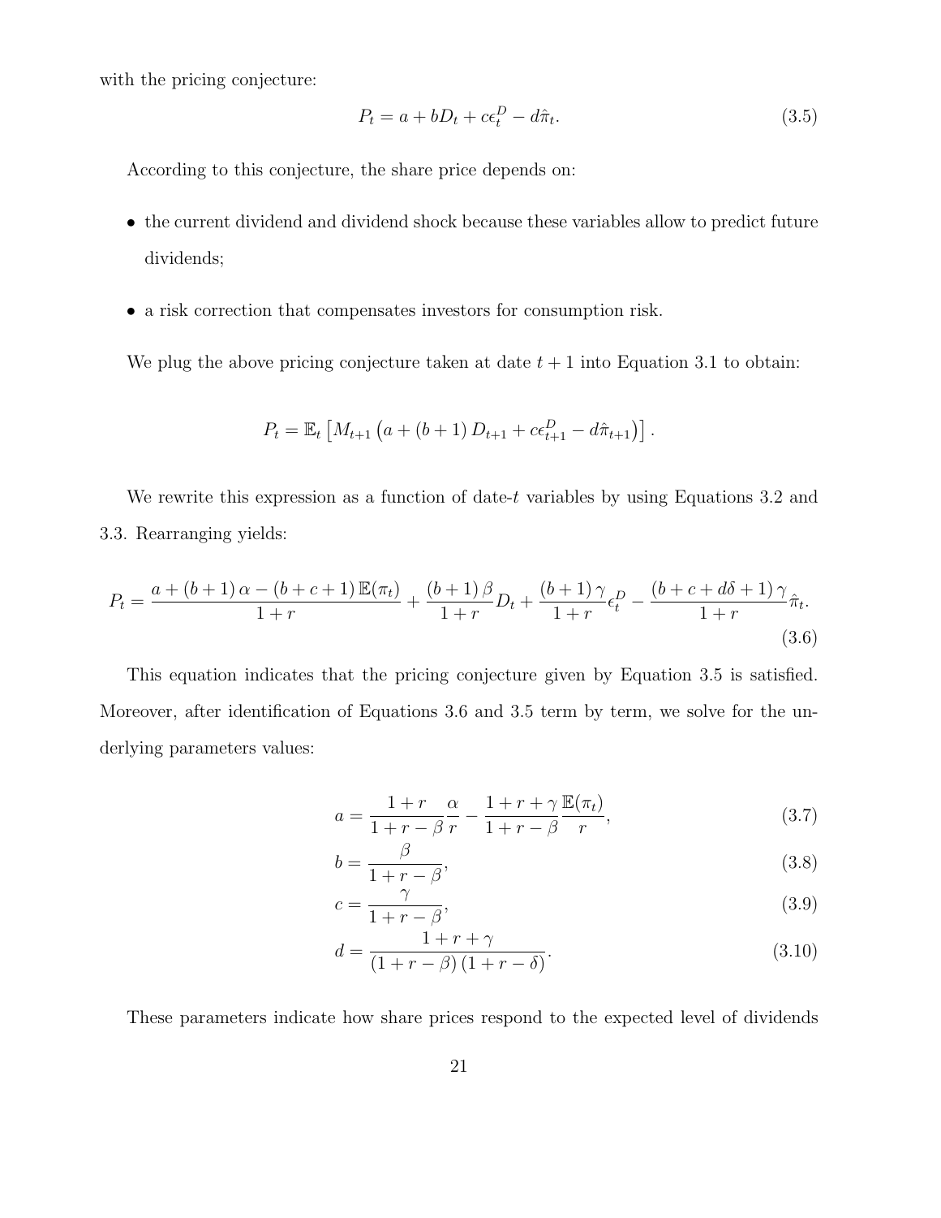with the pricing conjecture:

$$P_t = a + bD_t + c\epsilon_t^D - d\hat{\pi}_t. \tag{3.5}$$

According to this conjecture, the share price depends on:

- the current dividend and dividend shock because these variables allow to predict future dividends;
- a risk correction that compensates investors for consumption risk.

We plug the above pricing conjecture taken at date $t+1$ into Equation 3.1 to obtain:

$$P_t = \mathbb{E}_t \left[ M_{t+1} \left( a + (b+1) D_{t+1} + c\epsilon_{t+1}^D - d\hat{\pi}_{t+1} \right) \right].$$

We rewrite this expression as a function of date-$t$ variables by using Equations 3.2 and 3.3. Rearranging yields:

$$P_t = \frac{a + (b+1)\,\alpha - (b+c+1)\,\mathbb{E}(\pi_t)}{1+r} + \frac{(b+1)\,\beta}{1+r} D_t + \frac{(b+1)\,\gamma}{1+r} \epsilon_t^D - \frac{(b+c+d\delta+1)\,\gamma}{1+r} \hat{\pi}_t. \tag{3.6}$$

This equation indicates that the pricing conjecture given by Equation 3.5 is satisfied. Moreover, after identification of Equations 3.6 and 3.5 term by term, we solve for the underlying parameters values:

$$a = \frac{1+r}{1+r-\beta} \frac{\alpha}{r} - \frac{1+r+\gamma}{1+r-\beta} \frac{\mathbb{E}(\pi_t)}{r}, \tag{3.7}$$

$$b = \frac{\beta}{1+r-\beta}, \tag{3.8}$$

$$c = \frac{\gamma}{1+r-\beta}, \tag{3.9}$$

$$d = \frac{1+r+\gamma}{(1+r-\beta)\,(1+r-\delta)}. \tag{3.10}$$

These parameters indicate how share prices respond to the expected level of dividends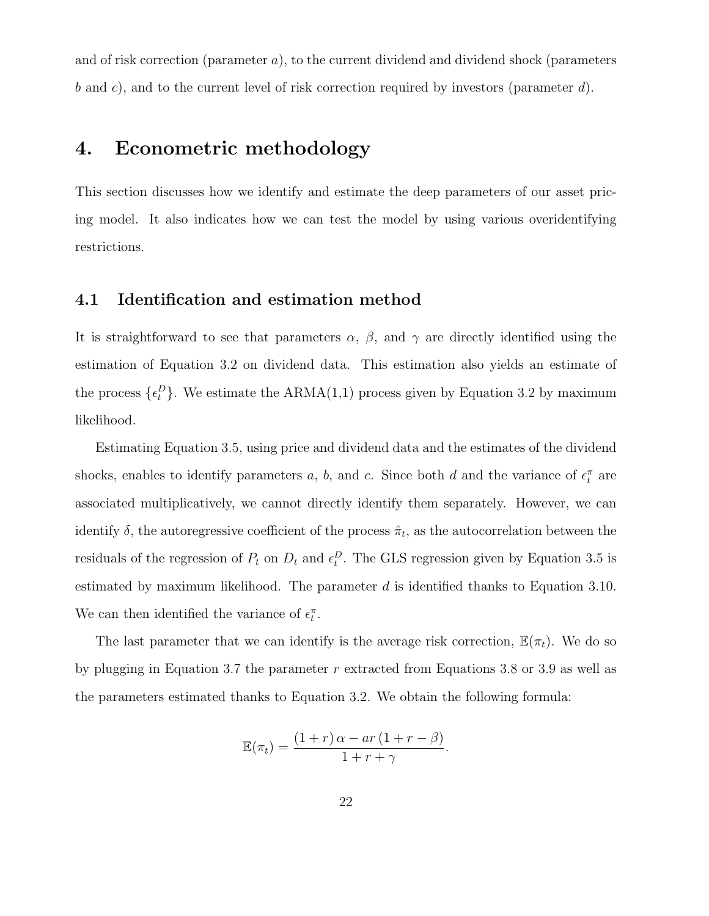and of risk correction (parameter $a$), to the current dividend and dividend shock (parameters $b$ and $c$), and to the current level of risk correction required by investors (parameter $d$).

# 4. Econometric methodology

This section discusses how we identify and estimate the deep parameters of our asset pricing model. It also indicates how we can test the model by using various overidentifying restrictions.

## 4.1 Identification and estimation method

It is straightforward to see that parameters $\alpha$, $\beta$, and $\gamma$ are directly identified using the estimation of Equation 3.2 on dividend data. This estimation also yields an estimate of the process $\{\epsilon_t^D\}$. We estimate the ARMA(1,1) process given by Equation 3.2 by maximum likelihood.

Estimating Equation 3.5, using price and dividend data and the estimates of the dividend shocks, enables to identify parameters $a$, $b$, and $c$. Since both $d$ and the variance of $\epsilon_t^\pi$ are associated multiplicatively, we cannot directly identify them separately. However, we can identify $\delta$, the autoregressive coefficient of the process $\hat{\pi}_t$, as the autocorrelation between the residuals of the regression of $P_t$ on $D_t$ and $\epsilon_t^D$. The GLS regression given by Equation 3.5 is estimated by maximum likelihood. The parameter $d$ is identified thanks to Equation 3.10. We can then identified the variance of $\epsilon_t^\pi$.

The last parameter that we can identify is the average risk correction, $\mathbb{E}(\pi_t)$. We do so by plugging in Equation 3.7 the parameter $r$ extracted from Equations 3.8 or 3.9 as well as the parameters estimated thanks to Equation 3.2. We obtain the following formula:

$$\mathbb{E}(\pi_t) = \frac{(1+r)\,\alpha - ar\,(1+r-\beta)}{1+r+\gamma}.$$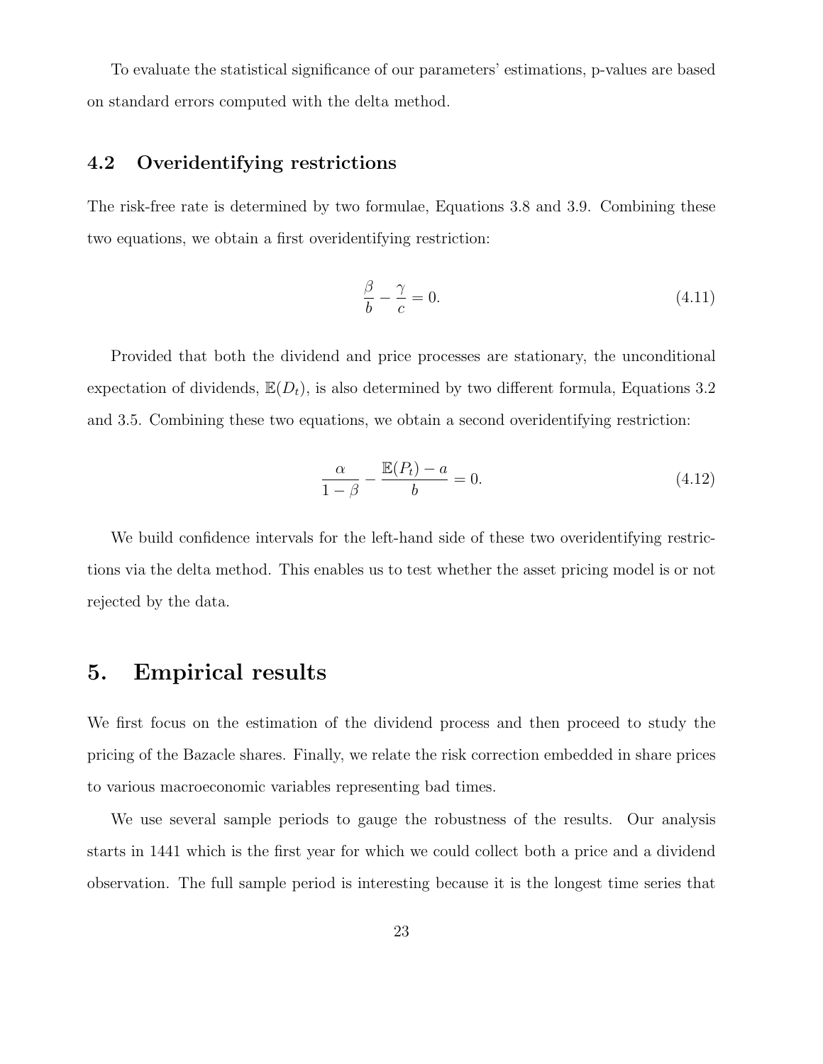To evaluate the statistical significance of our parameters' estimations, p-values are based on standard errors computed with the delta method.

### 4.2 Overidentifying restrictions

The risk-free rate is determined by two formulae, Equations 3.8 and 3.9. Combining these two equations, we obtain a first overidentifying restriction:

$$\frac{\beta}{b} - \frac{\gamma}{c} = 0. \tag{4.11}$$

Provided that both the dividend and price processes are stationary, the unconditional expectation of dividends, $\mathbb{E}(D_t)$, is also determined by two different formula, Equations 3.2 and 3.5. Combining these two equations, we obtain a second overidentifying restriction:

$$\frac{\alpha}{1-\beta} - \frac{\mathbb{E}(P_t) - a}{b} = 0. \tag{4.12}$$

We build confidence intervals for the left-hand side of these two overidentifying restrictions via the delta method. This enables us to test whether the asset pricing model is or not rejected by the data.

## 5. Empirical results

We first focus on the estimation of the dividend process and then proceed to study the pricing of the Bazacle shares. Finally, we relate the risk correction embedded in share prices to various macroeconomic variables representing bad times.

We use several sample periods to gauge the robustness of the results. Our analysis starts in 1441 which is the first year for which we could collect both a price and a dividend observation. The full sample period is interesting because it is the longest time series that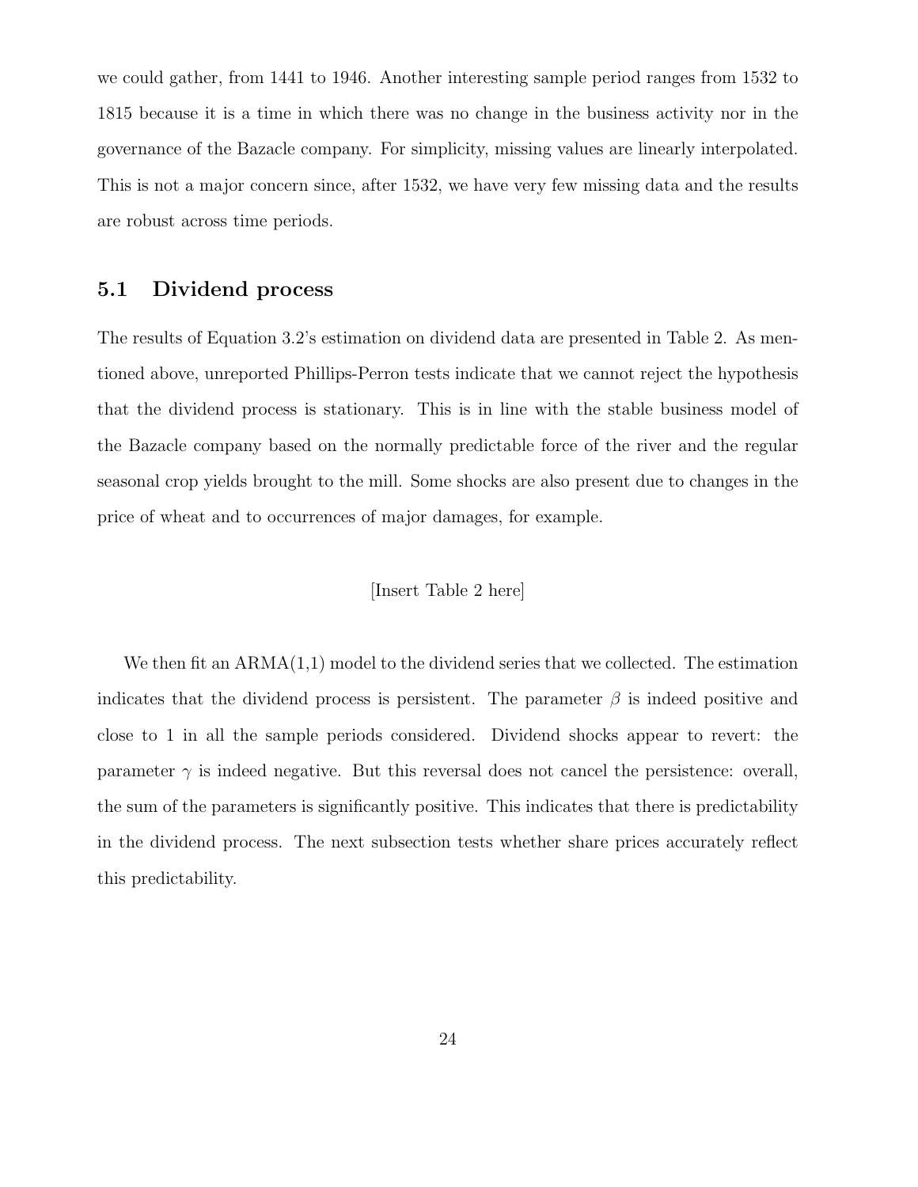we could gather, from 1441 to 1946. Another interesting sample period ranges from 1532 to 1815 because it is a time in which there was no change in the business activity nor in the governance of the Bazacle company. For simplicity, missing values are linearly interpolated. This is not a major concern since, after 1532, we have very few missing data and the results are robust across time periods.

## 5.1 Dividend process

The results of Equation 3.2's estimation on dividend data are presented in Table 2. As mentioned above, unreported Phillips-Perron tests indicate that we cannot reject the hypothesis that the dividend process is stationary. This is in line with the stable business model of the Bazacle company based on the normally predictable force of the river and the regular seasonal crop yields brought to the mill. Some shocks are also present due to changes in the price of wheat and to occurrences of major damages, for example.

[Insert Table 2 here]

We then fit an ARMA(1,1) model to the dividend series that we collected. The estimation indicates that the dividend process is persistent. The parameter $\beta$ is indeed positive and close to 1 in all the sample periods considered. Dividend shocks appear to revert: the parameter $\gamma$ is indeed negative. But this reversal does not cancel the persistence: overall, the sum of the parameters is significantly positive. This indicates that there is predictability in the dividend process. The next subsection tests whether share prices accurately reflect this predictability.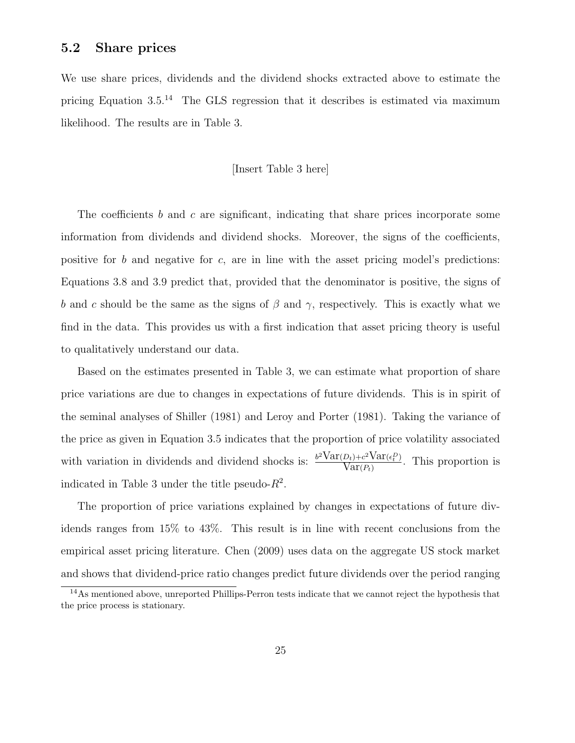### 5.2 Share prices

We use share prices, dividends and the dividend shocks extracted above to estimate the pricing Equation 3.5.[14] The GLS regression that it describes is estimated via maximum likelihood. The results are in Table 3.

[Insert Table 3 here]

The coefficients $b$ and $c$ are significant, indicating that share prices incorporate some information from dividends and dividend shocks. Moreover, the signs of the coefficients, positive for $b$ and negative for $c$, are in line with the asset pricing model's predictions: Equations 3.8 and 3.9 predict that, provided that the denominator is positive, the signs of $b$ and $c$ should be the same as the signs of $\beta$ and $\gamma$, respectively. This is exactly what we find in the data. This provides us with a first indication that asset pricing theory is useful to qualitatively understand our data.

Based on the estimates presented in Table 3, we can estimate what proportion of share price variations are due to changes in expectations of future dividends. This is in spirit of the seminal analyses of Shiller (1981) and Leroy and Porter (1981). Taking the variance of the price as given in Equation 3.5 indicates that the proportion of price volatility associated with variation in dividends and dividend shocks is: $\frac{b^2\text{Var}(D_t)+c^2\text{Var}(\epsilon_t^D)}{\text{Var}(P_t)}$. This proportion is indicated in Table 3 under the title pseudo-$R^2$.

The proportion of price variations explained by changes in expectations of future dividends ranges from 15% to 43%. This result is in line with recent conclusions from the empirical asset pricing literature. Chen (2009) uses data on the aggregate US stock market and shows that dividend-price ratio changes predict future dividends over the period ranging

[14] As mentioned above, unreported Phillips-Perron tests indicate that we cannot reject the hypothesis that the price process is stationary.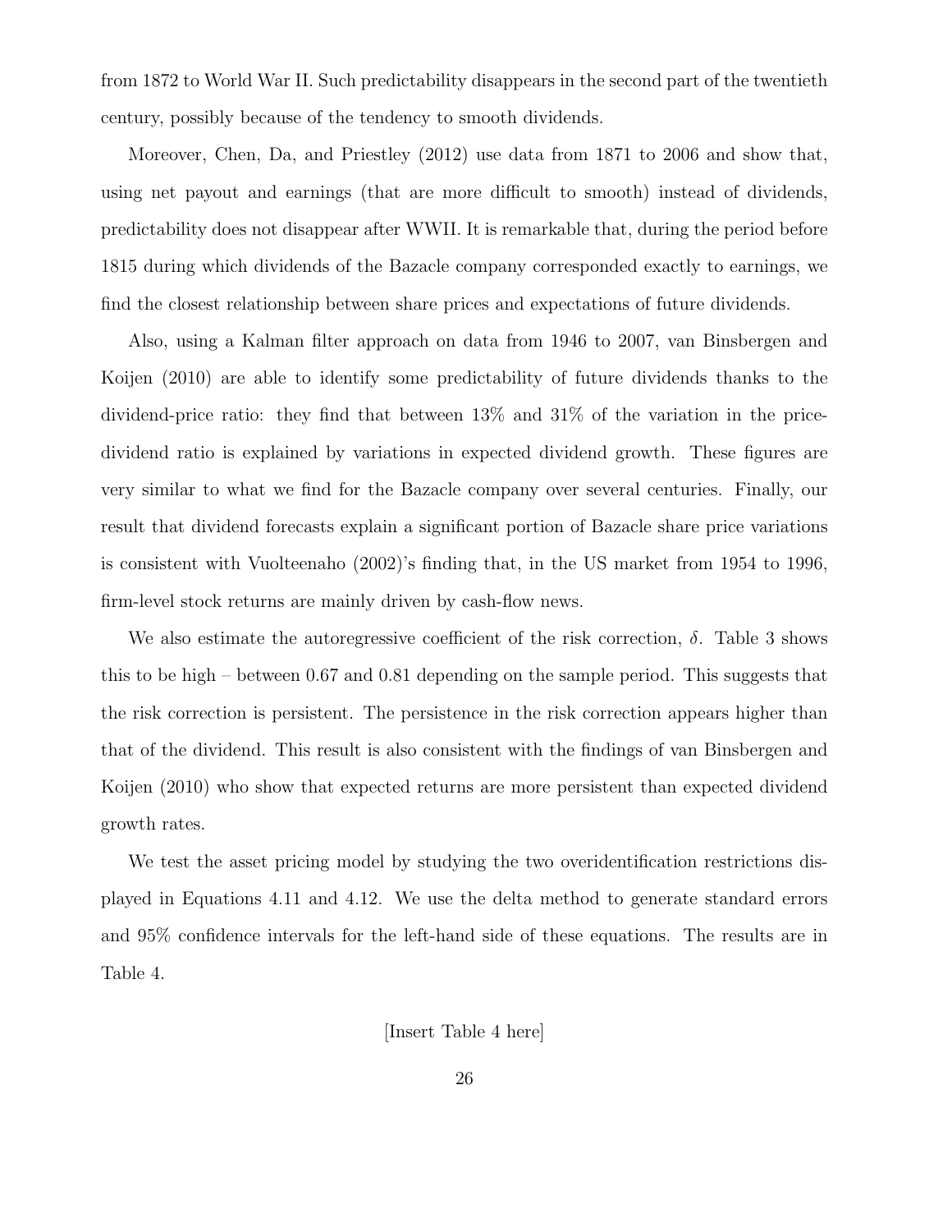from 1872 to World War II. Such predictability disappears in the second part of the twentieth century, possibly because of the tendency to smooth dividends.

Moreover, Chen, Da, and Priestley (2012) use data from 1871 to 2006 and show that, using net payout and earnings (that are more difficult to smooth) instead of dividends, predictability does not disappear after WWII. It is remarkable that, during the period before 1815 during which dividends of the Bazacle company corresponded exactly to earnings, we find the closest relationship between share prices and expectations of future dividends.

Also, using a Kalman filter approach on data from 1946 to 2007, van Binsbergen and Koijen (2010) are able to identify some predictability of future dividends thanks to the dividend-price ratio: they find that between 13% and 31% of the variation in the price-dividend ratio is explained by variations in expected dividend growth. These figures are very similar to what we find for the Bazacle company over several centuries. Finally, our result that dividend forecasts explain a significant portion of Bazacle share price variations is consistent with Vuolteenaho (2002)'s finding that, in the US market from 1954 to 1996, firm-level stock returns are mainly driven by cash-flow news.

We also estimate the autoregressive coefficient of the risk correction, $\delta$. Table 3 shows this to be high – between 0.67 and 0.81 depending on the sample period. This suggests that the risk correction is persistent. The persistence in the risk correction appears higher than that of the dividend. This result is also consistent with the findings of van Binsbergen and Koijen (2010) who show that expected returns are more persistent than expected dividend growth rates.

We test the asset pricing model by studying the two overidentification restrictions displayed in Equations 4.11 and 4.12. We use the delta method to generate standard errors and 95% confidence intervals for the left-hand side of these equations. The results are in Table 4.

[Insert Table 4 here]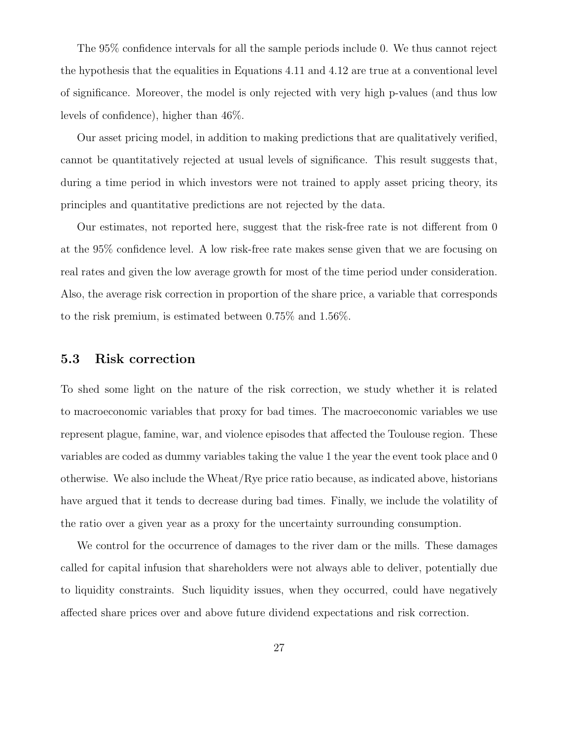The 95% confidence intervals for all the sample periods include 0. We thus cannot reject the hypothesis that the equalities in Equations 4.11 and 4.12 are true at a conventional level of significance. Moreover, the model is only rejected with very high p-values (and thus low levels of confidence), higher than 46%.

Our asset pricing model, in addition to making predictions that are qualitatively verified, cannot be quantitatively rejected at usual levels of significance. This result suggests that, during a time period in which investors were not trained to apply asset pricing theory, its principles and quantitative predictions are not rejected by the data.

Our estimates, not reported here, suggest that the risk-free rate is not different from 0 at the 95% confidence level. A low risk-free rate makes sense given that we are focusing on real rates and given the low average growth for most of the time period under consideration. Also, the average risk correction in proportion of the share price, a variable that corresponds to the risk premium, is estimated between 0.75% and 1.56%.

## 5.3 Risk correction

To shed some light on the nature of the risk correction, we study whether it is related to macroeconomic variables that proxy for bad times. The macroeconomic variables we use represent plague, famine, war, and violence episodes that affected the Toulouse region. These variables are coded as dummy variables taking the value 1 the year the event took place and 0 otherwise. We also include the Wheat/Rye price ratio because, as indicated above, historians have argued that it tends to decrease during bad times. Finally, we include the volatility of the ratio over a given year as a proxy for the uncertainty surrounding consumption.

We control for the occurrence of damages to the river dam or the mills. These damages called for capital infusion that shareholders were not always able to deliver, potentially due to liquidity constraints. Such liquidity issues, when they occurred, could have negatively affected share prices over and above future dividend expectations and risk correction.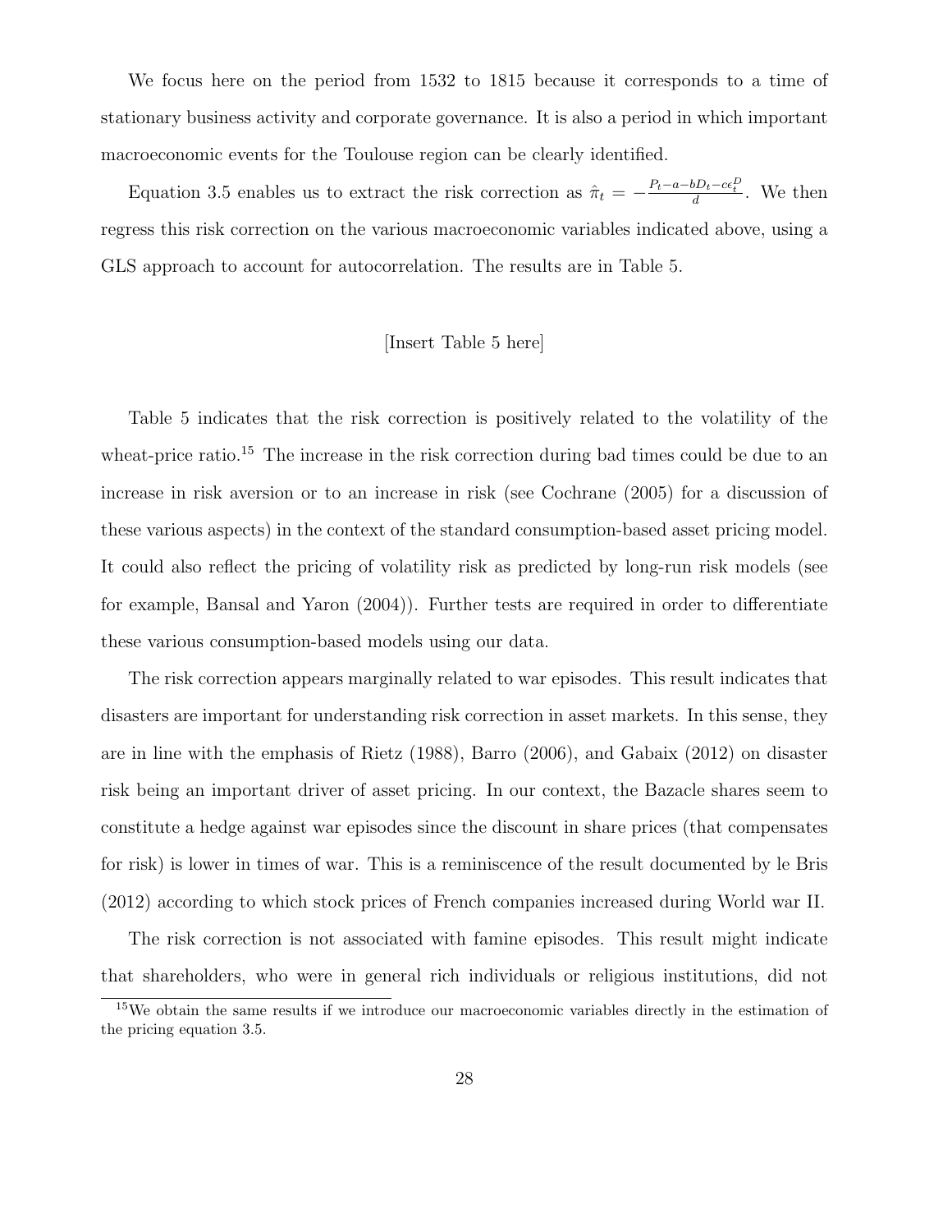We focus here on the period from 1532 to 1815 because it corresponds to a time of stationary business activity and corporate governance. It is also a period in which important macroeconomic events for the Toulouse region can be clearly identified.

Equation 3.5 enables us to extract the risk correction as $\hat{\pi}_t = -\frac{P_t - a - bD_t - c\epsilon_t^D}{d}$. We then regress this risk correction on the various macroeconomic variables indicated above, using a GLS approach to account for autocorrelation. The results are in Table 5.

[Insert Table 5 here]

Table 5 indicates that the risk correction is positively related to the volatility of the wheat-price ratio.[15] The increase in the risk correction during bad times could be due to an increase in risk aversion or to an increase in risk (see Cochrane (2005) for a discussion of these various aspects) in the context of the standard consumption-based asset pricing model. It could also reflect the pricing of volatility risk as predicted by long-run risk models (see for example, Bansal and Yaron (2004)). Further tests are required in order to differentiate these various consumption-based models using our data.

The risk correction appears marginally related to war episodes. This result indicates that disasters are important for understanding risk correction in asset markets. In this sense, they are in line with the emphasis of Rietz (1988), Barro (2006), and Gabaix (2012) on disaster risk being an important driver of asset pricing. In our context, the Bazacle shares seem to constitute a hedge against war episodes since the discount in share prices (that compensates for risk) is lower in times of war. This is a reminiscence of the result documented by le Bris (2012) according to which stock prices of French companies increased during World war II.

The risk correction is not associated with famine episodes. This result might indicate that shareholders, who were in general rich individuals or religious institutions, did not

[15] We obtain the same results if we introduce our macroeconomic variables directly in the estimation of the pricing equation 3.5.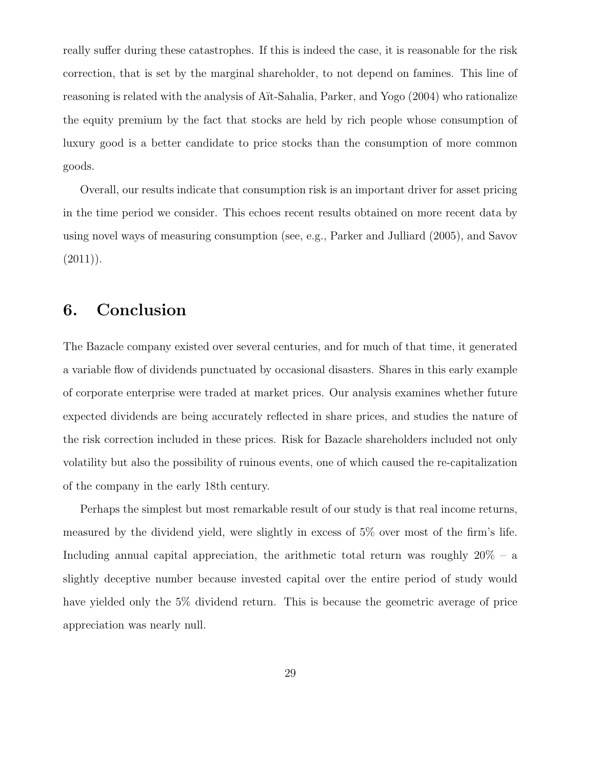really suffer during these catastrophes. If this is indeed the case, it is reasonable for the risk correction, that is set by the marginal shareholder, to not depend on famines. This line of reasoning is related with the analysis of Aït-Sahalia, Parker, and Yogo (2004) who rationalize the equity premium by the fact that stocks are held by rich people whose consumption of luxury good is a better candidate to price stocks than the consumption of more common goods.

Overall, our results indicate that consumption risk is an important driver for asset pricing in the time period we consider. This echoes recent results obtained on more recent data by using novel ways of measuring consumption (see, e.g., Parker and Julliard (2005), and Savov (2011)).

## 6. Conclusion

The Bazacle company existed over several centuries, and for much of that time, it generated a variable flow of dividends punctuated by occasional disasters. Shares in this early example of corporate enterprise were traded at market prices. Our analysis examines whether future expected dividends are being accurately reflected in share prices, and studies the nature of the risk correction included in these prices. Risk for Bazacle shareholders included not only volatility but also the possibility of ruinous events, one of which caused the re-capitalization of the company in the early 18th century.

Perhaps the simplest but most remarkable result of our study is that real income returns, measured by the dividend yield, were slightly in excess of 5% over most of the firm's life. Including annual capital appreciation, the arithmetic total return was roughly 20% – a slightly deceptive number because invested capital over the entire period of study would have yielded only the 5% dividend return. This is because the geometric average of price appreciation was nearly null.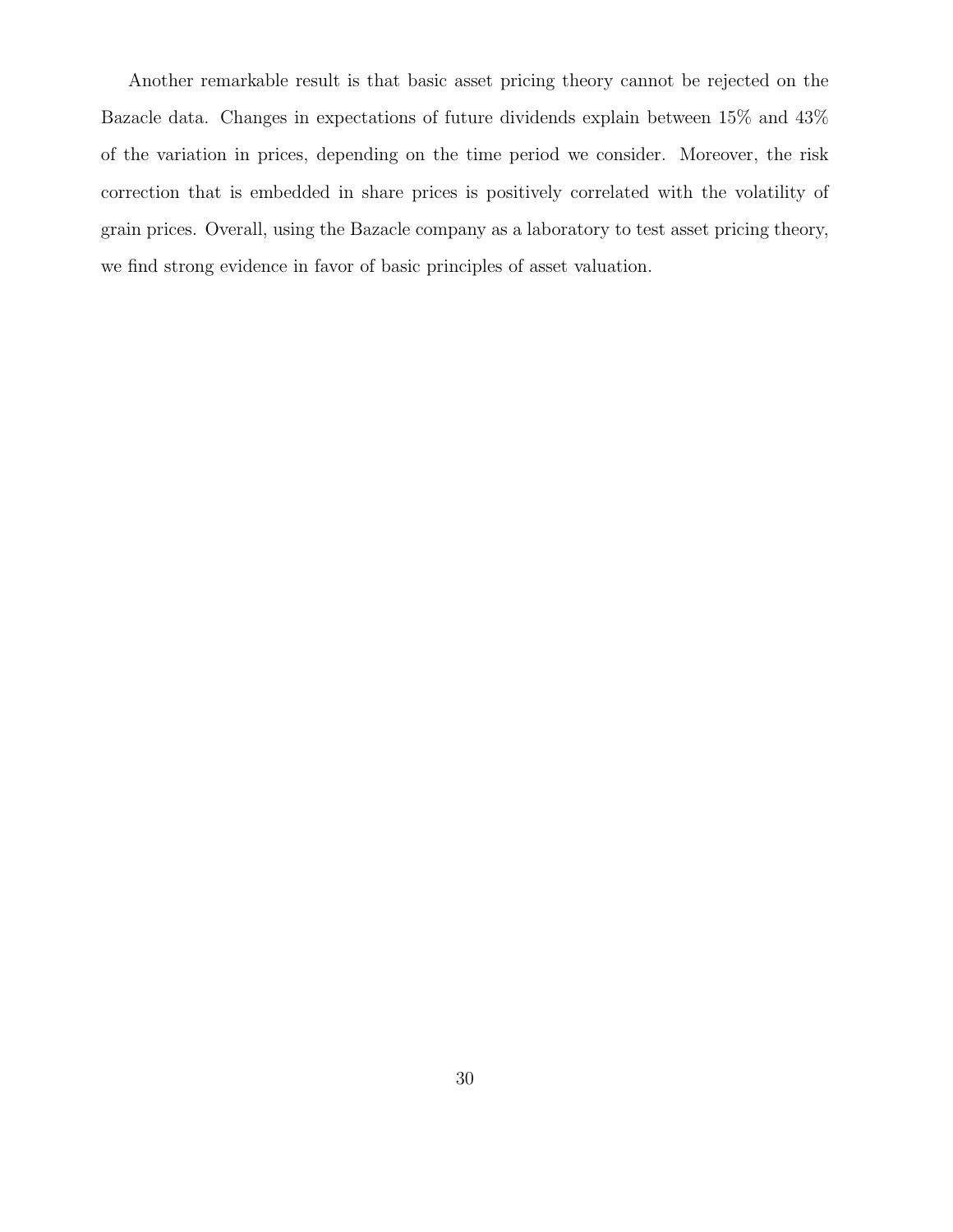Another remarkable result is that basic asset pricing theory cannot be rejected on the Bazacle data. Changes in expectations of future dividends explain between 15% and 43% of the variation in prices, depending on the time period we consider. Moreover, the risk correction that is embedded in share prices is positively correlated with the volatility of grain prices. Overall, using the Bazacle company as a laboratory to test asset pricing theory, we find strong evidence in favor of basic principles of asset valuation.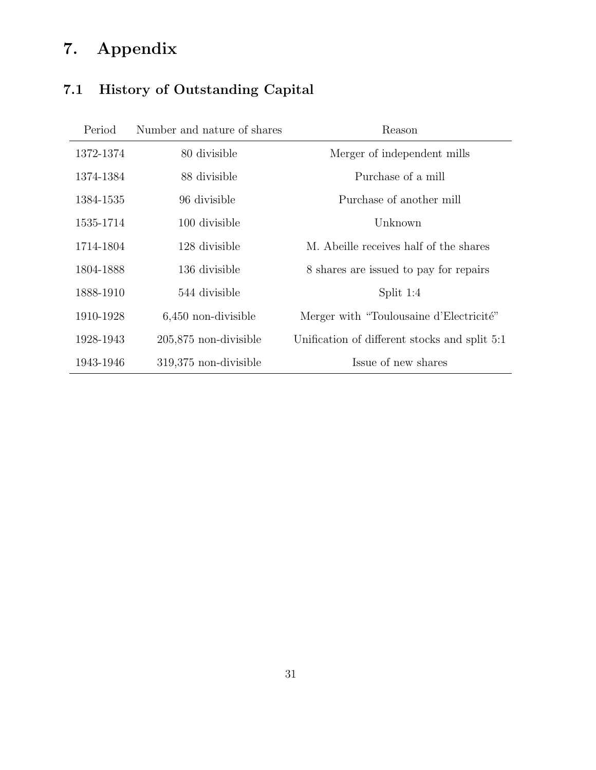# 7. Appendix

## 7.1 History of Outstanding Capital

| Period | Number and nature of shares | Reason |
|---|---|---|
| 1372-1374 | 80 divisible | Merger of independent mills |
| 1374-1384 | 88 divisible | Purchase of a mill |
| 1384-1535 | 96 divisible | Purchase of another mill |
| 1535-1714 | 100 divisible | Unknown |
| 1714-1804 | 128 divisible | M. Abeille receives half of the shares |
| 1804-1888 | 136 divisible | 8 shares are issued to pay for repairs |
| 1888-1910 | 544 divisible | Split 1:4 |
| 1910-1928 | 6,450 non-divisible | Merger with "Toulousaine d'Electricité" |
| 1928-1943 | 205,875 non-divisible | Unification of different stocks and split 5:1 |
| 1943-1946 | 319,375 non-divisible | Issue of new shares |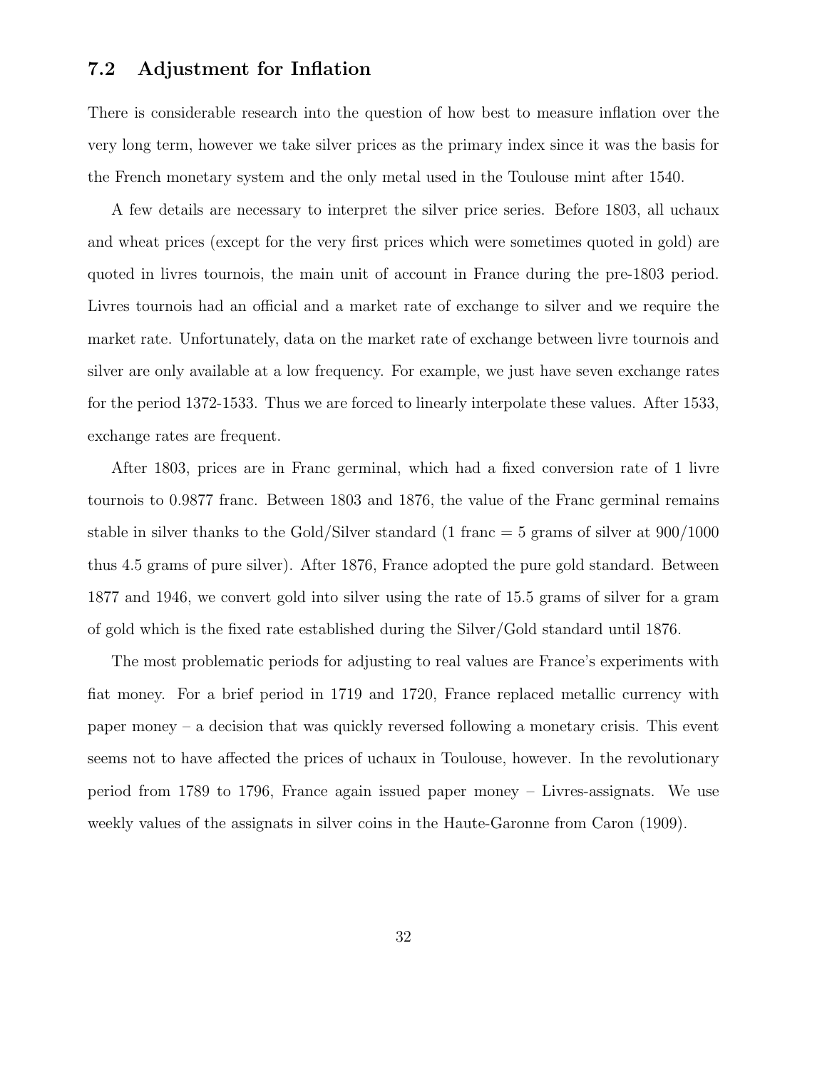### 7.2 Adjustment for Inflation

There is considerable research into the question of how best to measure inflation over the very long term, however we take silver prices as the primary index since it was the basis for the French monetary system and the only metal used in the Toulouse mint after 1540.

A few details are necessary to interpret the silver price series. Before 1803, all uchaux and wheat prices (except for the very first prices which were sometimes quoted in gold) are quoted in livres tournois, the main unit of account in France during the pre-1803 period. Livres tournois had an official and a market rate of exchange to silver and we require the market rate. Unfortunately, data on the market rate of exchange between livre tournois and silver are only available at a low frequency. For example, we just have seven exchange rates for the period 1372-1533. Thus we are forced to linearly interpolate these values. After 1533, exchange rates are frequent.

After 1803, prices are in Franc germinal, which had a fixed conversion rate of 1 livre tournois to 0.9877 franc. Between 1803 and 1876, the value of the Franc germinal remains stable in silver thanks to the Gold/Silver standard (1 franc = 5 grams of silver at 900/1000 thus 4.5 grams of pure silver). After 1876, France adopted the pure gold standard. Between 1877 and 1946, we convert gold into silver using the rate of 15.5 grams of silver for a gram of gold which is the fixed rate established during the Silver/Gold standard until 1876.

The most problematic periods for adjusting to real values are France's experiments with fiat money. For a brief period in 1719 and 1720, France replaced metallic currency with paper money – a decision that was quickly reversed following a monetary crisis. This event seems not to have affected the prices of uchaux in Toulouse, however. In the revolutionary period from 1789 to 1796, France again issued paper money – Livres-assignats. We use weekly values of the assignats in silver coins in the Haute-Garonne from Caron (1909).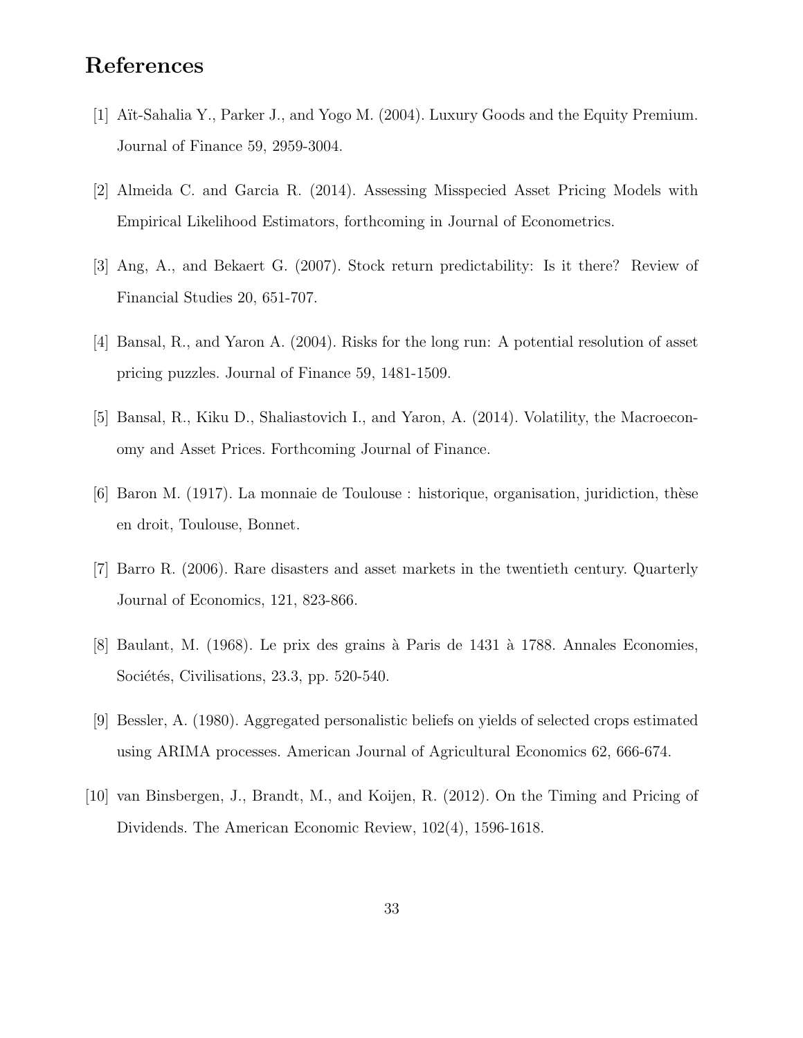# References

[1] Aït-Sahalia Y., Parker J., and Yogo M. (2004). Luxury Goods and the Equity Premium. Journal of Finance 59, 2959-3004.

[2] Almeida C. and Garcia R. (2014). Assessing Misspecied Asset Pricing Models with Empirical Likelihood Estimators, forthcoming in Journal of Econometrics.

[3] Ang, A., and Bekaert G. (2007). Stock return predictability: Is it there? Review of Financial Studies 20, 651-707.

[4] Bansal, R., and Yaron A. (2004). Risks for the long run: A potential resolution of asset pricing puzzles. Journal of Finance 59, 1481-1509.

[5] Bansal, R., Kiku D., Shaliastovich I., and Yaron, A. (2014). Volatility, the Macroeconomy and Asset Prices. Forthcoming Journal of Finance.

[6] Baron M. (1917). La monnaie de Toulouse : historique, organisation, juridiction, thèse en droit, Toulouse, Bonnet.

[7] Barro R. (2006). Rare disasters and asset markets in the twentieth century. Quarterly Journal of Economics, 121, 823-866.

[8] Baulant, M. (1968). Le prix des grains à Paris de 1431 à 1788. Annales Economies, Sociétés, Civilisations, 23.3, pp. 520-540.

[9] Bessler, A. (1980). Aggregated personalistic beliefs on yields of selected crops estimated using ARIMA processes. American Journal of Agricultural Economics 62, 666-674.

[10] van Binsbergen, J., Brandt, M., and Koijen, R. (2012). On the Timing and Pricing of Dividends. The American Economic Review, 102(4), 1596-1618.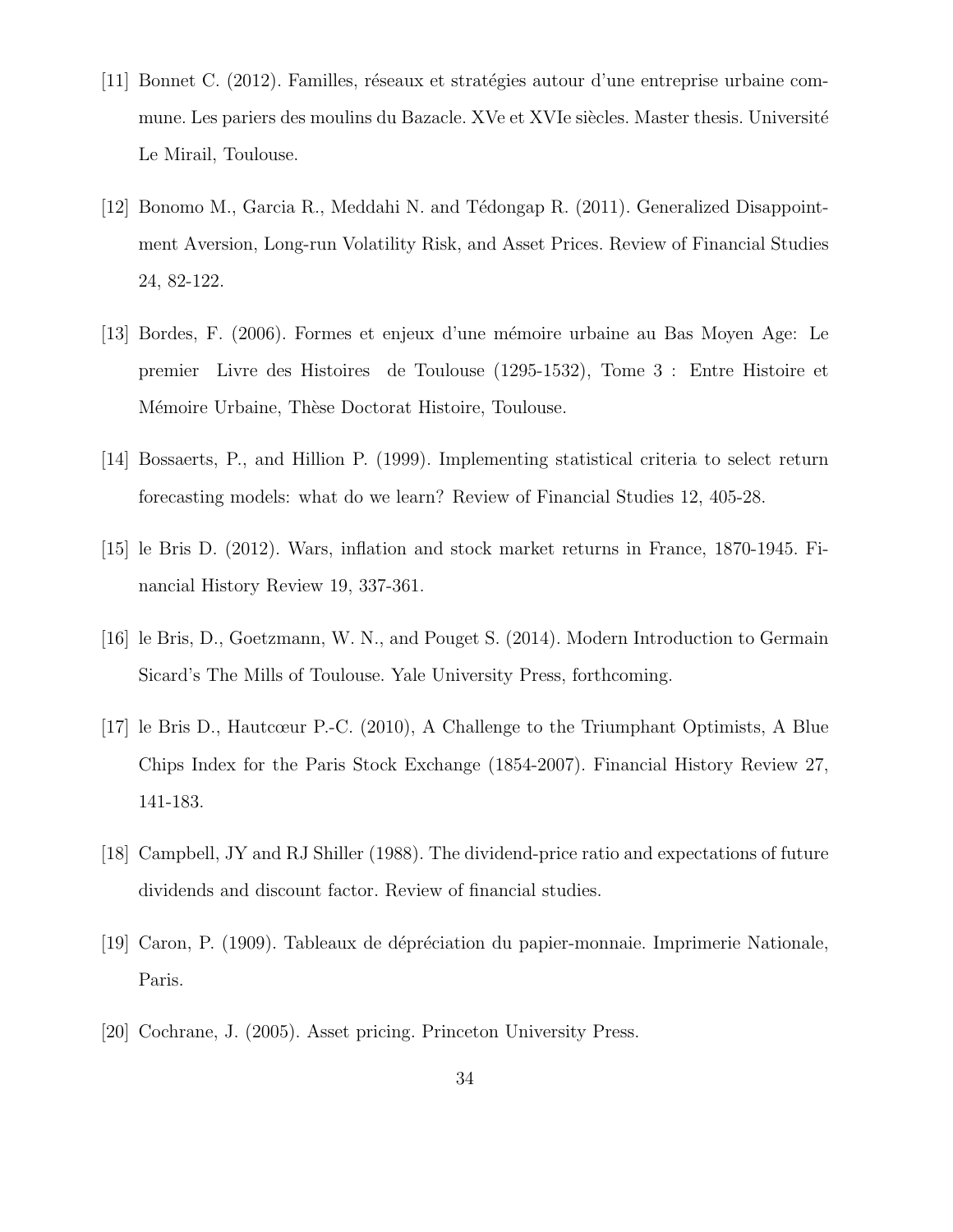[11] Bonnet C. (2012). Familles, réseaux et stratégies autour d'une entreprise urbaine commune. Les pariers des moulins du Bazacle. XVe et XVIe siècles. Master thesis. Université Le Mirail, Toulouse.

[12] Bonomo M., Garcia R., Meddahi N. and Tédongap R. (2011). Generalized Disappointment Aversion, Long-run Volatility Risk, and Asset Prices. Review of Financial Studies 24, 82-122.

[13] Bordes, F. (2006). Formes et enjeux d'une mémoire urbaine au Bas Moyen Age: Le premier Livre des Histoires de Toulouse (1295-1532), Tome 3 : Entre Histoire et Mémoire Urbaine, Thèse Doctorat Histoire, Toulouse.

[14] Bossaerts, P., and Hillion P. (1999). Implementing statistical criteria to select return forecasting models: what do we learn? Review of Financial Studies 12, 405-28.

[15] le Bris D. (2012). Wars, inflation and stock market returns in France, 1870-1945. Financial History Review 19, 337-361.

[16] le Bris, D., Goetzmann, W. N., and Pouget S. (2014). Modern Introduction to Germain Sicard's The Mills of Toulouse. Yale University Press, forthcoming.

[17] le Bris D., Hautcœur P.-C. (2010), A Challenge to the Triumphant Optimists, A Blue Chips Index for the Paris Stock Exchange (1854-2007). Financial History Review 27, 141-183.

[18] Campbell, JY and RJ Shiller (1988). The dividend-price ratio and expectations of future dividends and discount factor. Review of financial studies.

[19] Caron, P. (1909). Tableaux de dépréciation du papier-monnaie. Imprimerie Nationale, Paris.

[20] Cochrane, J. (2005). Asset pricing. Princeton University Press.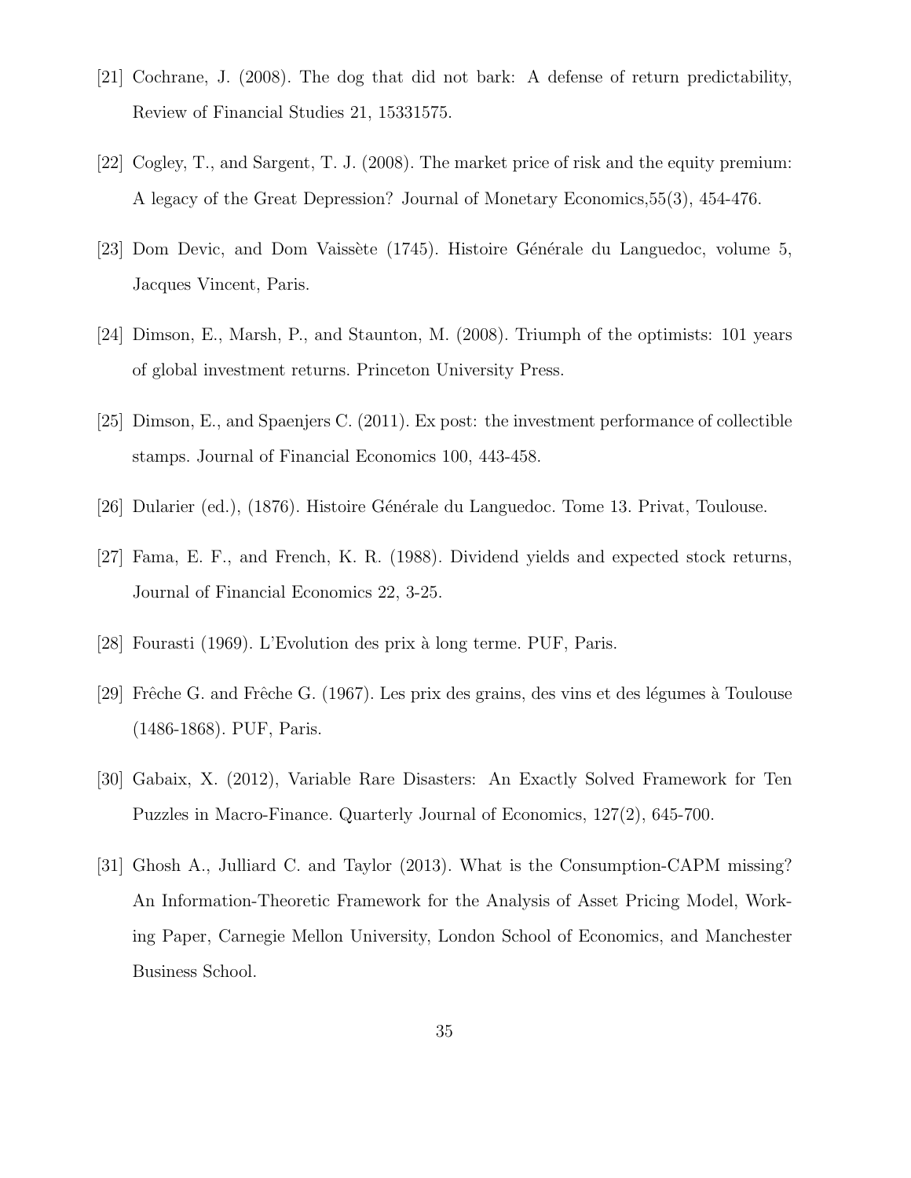[21] Cochrane, J. (2008). The dog that did not bark: A defense of return predictability, Review of Financial Studies 21, 15331575.

[22] Cogley, T., and Sargent, T. J. (2008). The market price of risk and the equity premium: A legacy of the Great Depression? Journal of Monetary Economics,55(3), 454-476.

[23] Dom Devic, and Dom Vaissète (1745). Histoire Générale du Languedoc, volume 5, Jacques Vincent, Paris.

[24] Dimson, E., Marsh, P., and Staunton, M. (2008). Triumph of the optimists: 101 years of global investment returns. Princeton University Press.

[25] Dimson, E., and Spaenjers C. (2011). Ex post: the investment performance of collectible stamps. Journal of Financial Economics 100, 443-458.

[26] Dularier (ed.), (1876). Histoire Générale du Languedoc. Tome 13. Privat, Toulouse.

[27] Fama, E. F., and French, K. R. (1988). Dividend yields and expected stock returns, Journal of Financial Economics 22, 3-25.

[28] Fourasti (1969). L'Evolution des prix à long terme. PUF, Paris.

[29] Frêche G. and Frêche G. (1967). Les prix des grains, des vins et des légumes à Toulouse (1486-1868). PUF, Paris.

[30] Gabaix, X. (2012), Variable Rare Disasters: An Exactly Solved Framework for Ten Puzzles in Macro-Finance. Quarterly Journal of Economics, 127(2), 645-700.

[31] Ghosh A., Julliard C. and Taylor (2013). What is the Consumption-CAPM missing? An Information-Theoretic Framework for the Analysis of Asset Pricing Model, Working Paper, Carnegie Mellon University, London School of Economics, and Manchester Business School.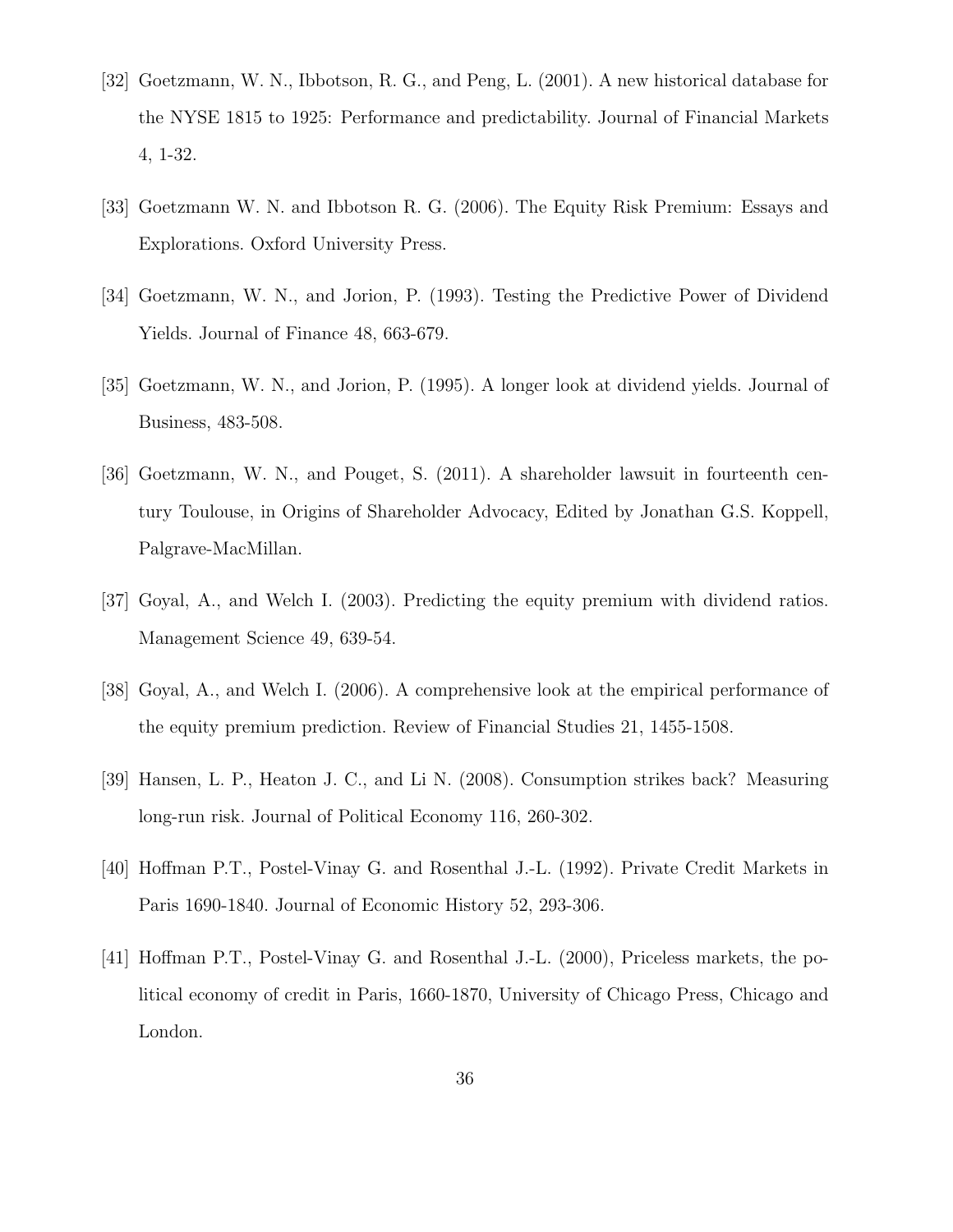[32] Goetzmann, W. N., Ibbotson, R. G., and Peng, L. (2001). A new historical database for the NYSE 1815 to 1925: Performance and predictability. Journal of Financial Markets 4, 1-32.

[33] Goetzmann W. N. and Ibbotson R. G. (2006). The Equity Risk Premium: Essays and Explorations. Oxford University Press.

[34] Goetzmann, W. N., and Jorion, P. (1993). Testing the Predictive Power of Dividend Yields. Journal of Finance 48, 663-679.

[35] Goetzmann, W. N., and Jorion, P. (1995). A longer look at dividend yields. Journal of Business, 483-508.

[36] Goetzmann, W. N., and Pouget, S. (2011). A shareholder lawsuit in fourteenth century Toulouse, in Origins of Shareholder Advocacy, Edited by Jonathan G.S. Koppell, Palgrave-MacMillan.

[37] Goyal, A., and Welch I. (2003). Predicting the equity premium with dividend ratios. Management Science 49, 639-54.

[38] Goyal, A., and Welch I. (2006). A comprehensive look at the empirical performance of the equity premium prediction. Review of Financial Studies 21, 1455-1508.

[39] Hansen, L. P., Heaton J. C., and Li N. (2008). Consumption strikes back? Measuring long-run risk. Journal of Political Economy 116, 260-302.

[40] Hoffman P.T., Postel-Vinay G. and Rosenthal J.-L. (1992). Private Credit Markets in Paris 1690-1840. Journal of Economic History 52, 293-306.

[41] Hoffman P.T., Postel-Vinay G. and Rosenthal J.-L. (2000), Priceless markets, the political economy of credit in Paris, 1660-1870, University of Chicago Press, Chicago and London.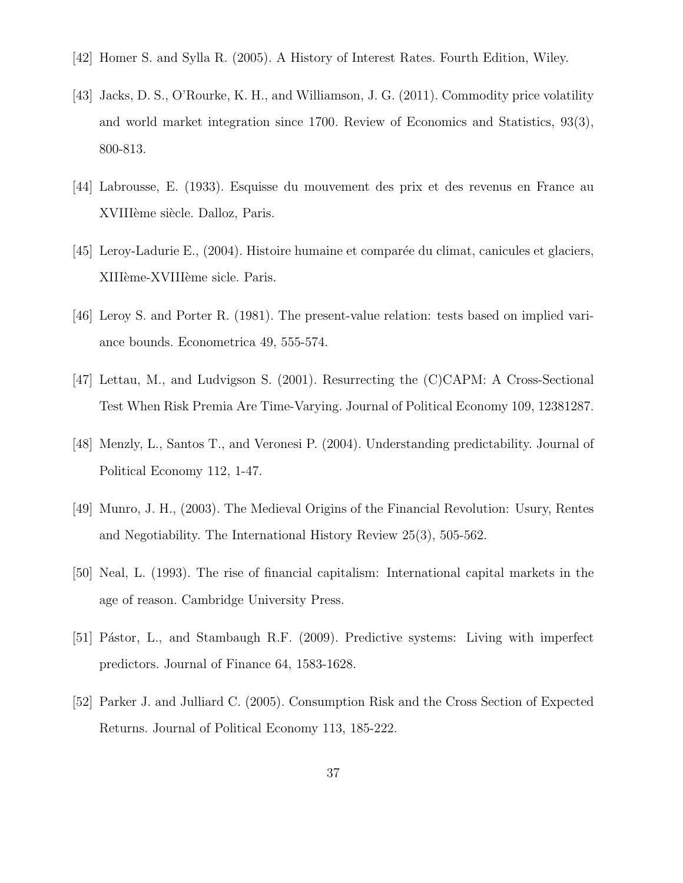[42] Homer S. and Sylla R. (2005). A History of Interest Rates. Fourth Edition, Wiley.

[43] Jacks, D. S., O'Rourke, K. H., and Williamson, J. G. (2011). Commodity price volatility and world market integration since 1700. Review of Economics and Statistics, 93(3), 800-813.

[44] Labrousse, E. (1933). Esquisse du mouvement des prix et des revenus en France au XVIIIème siècle. Dalloz, Paris.

[45] Leroy-Ladurie E., (2004). Histoire humaine et comparée du climat, canicules et glaciers, XIIIème-XVIIIème sicle. Paris.

[46] Leroy S. and Porter R. (1981). The present-value relation: tests based on implied variance bounds. Econometrica 49, 555-574.

[47] Lettau, M., and Ludvigson S. (2001). Resurrecting the (C)CAPM: A Cross-Sectional Test When Risk Premia Are Time-Varying. Journal of Political Economy 109, 12381287.

[48] Menzly, L., Santos T., and Veronesi P. (2004). Understanding predictability. Journal of Political Economy 112, 1-47.

[49] Munro, J. H., (2003). The Medieval Origins of the Financial Revolution: Usury, Rentes and Negotiability. The International History Review 25(3), 505-562.

[50] Neal, L. (1993). The rise of financial capitalism: International capital markets in the age of reason. Cambridge University Press.

[51] Pástor, L., and Stambaugh R.F. (2009). Predictive systems: Living with imperfect predictors. Journal of Finance 64, 1583-1628.

[52] Parker J. and Julliard C. (2005). Consumption Risk and the Cross Section of Expected Returns. Journal of Political Economy 113, 185-222.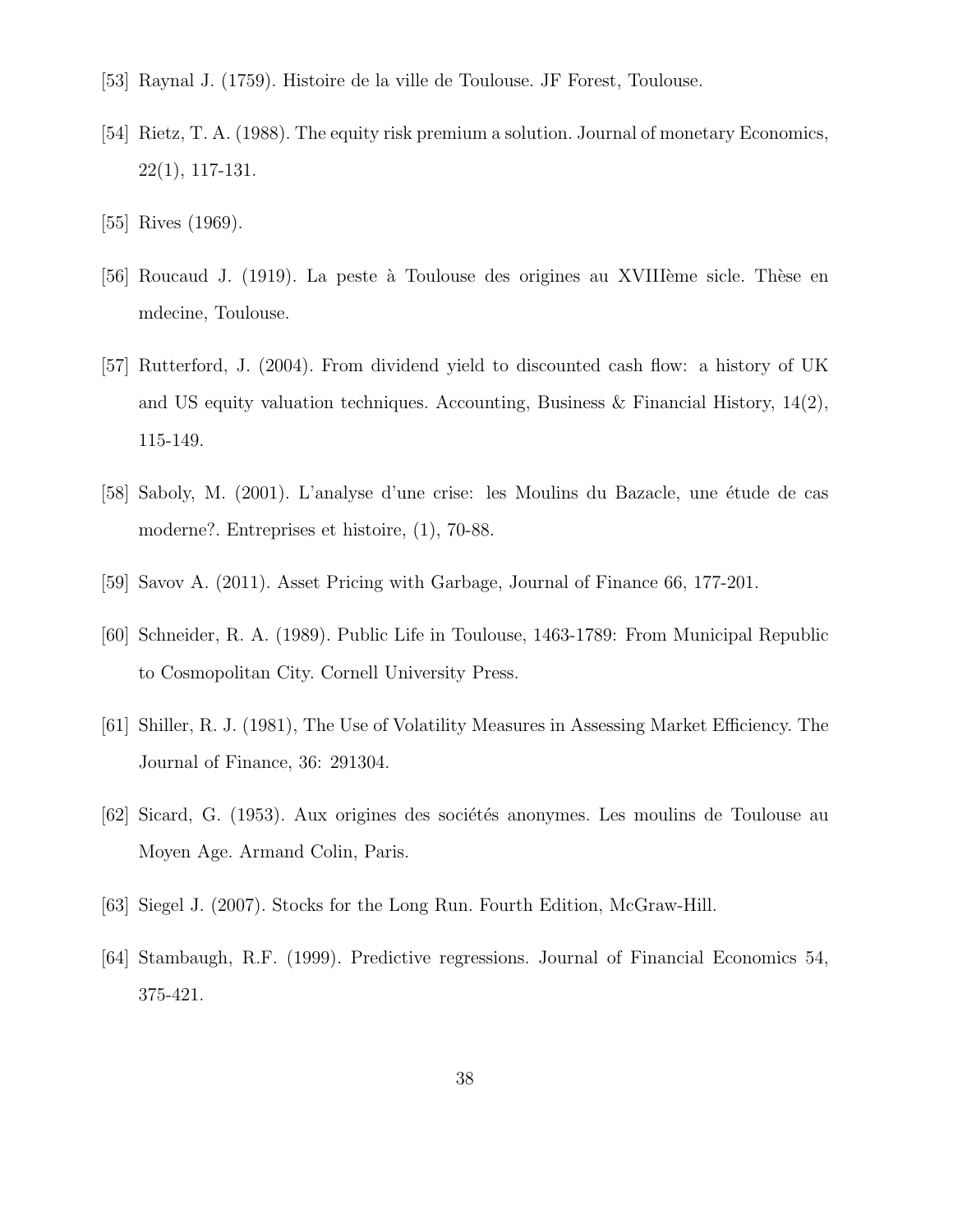[53] Raynal J. (1759). Histoire de la ville de Toulouse. JF Forest, Toulouse.

[54] Rietz, T. A. (1988). The equity risk premium a solution. Journal of monetary Economics, 22(1), 117-131.

[55] Rives (1969).

[56] Roucaud J. (1919). La peste à Toulouse des origines au XVIIIème sicle. Thèse en mdecine, Toulouse.

[57] Rutterford, J. (2004). From dividend yield to discounted cash flow: a history of UK and US equity valuation techniques. Accounting, Business & Financial History, 14(2), 115-149.

[58] Saboly, M. (2001). L'analyse d'une crise: les Moulins du Bazacle, une étude de cas moderne?. Entreprises et histoire, (1), 70-88.

[59] Savov A. (2011). Asset Pricing with Garbage, Journal of Finance 66, 177-201.

[60] Schneider, R. A. (1989). Public Life in Toulouse, 1463-1789: From Municipal Republic to Cosmopolitan City. Cornell University Press.

[61] Shiller, R. J. (1981), The Use of Volatility Measures in Assessing Market Efficiency. The Journal of Finance, 36: 291304.

[62] Sicard, G. (1953). Aux origines des sociétés anonymes. Les moulins de Toulouse au Moyen Age. Armand Colin, Paris.

[63] Siegel J. (2007). Stocks for the Long Run. Fourth Edition, McGraw-Hill.

[64] Stambaugh, R.F. (1999). Predictive regressions. Journal of Financial Economics 54, 375-421.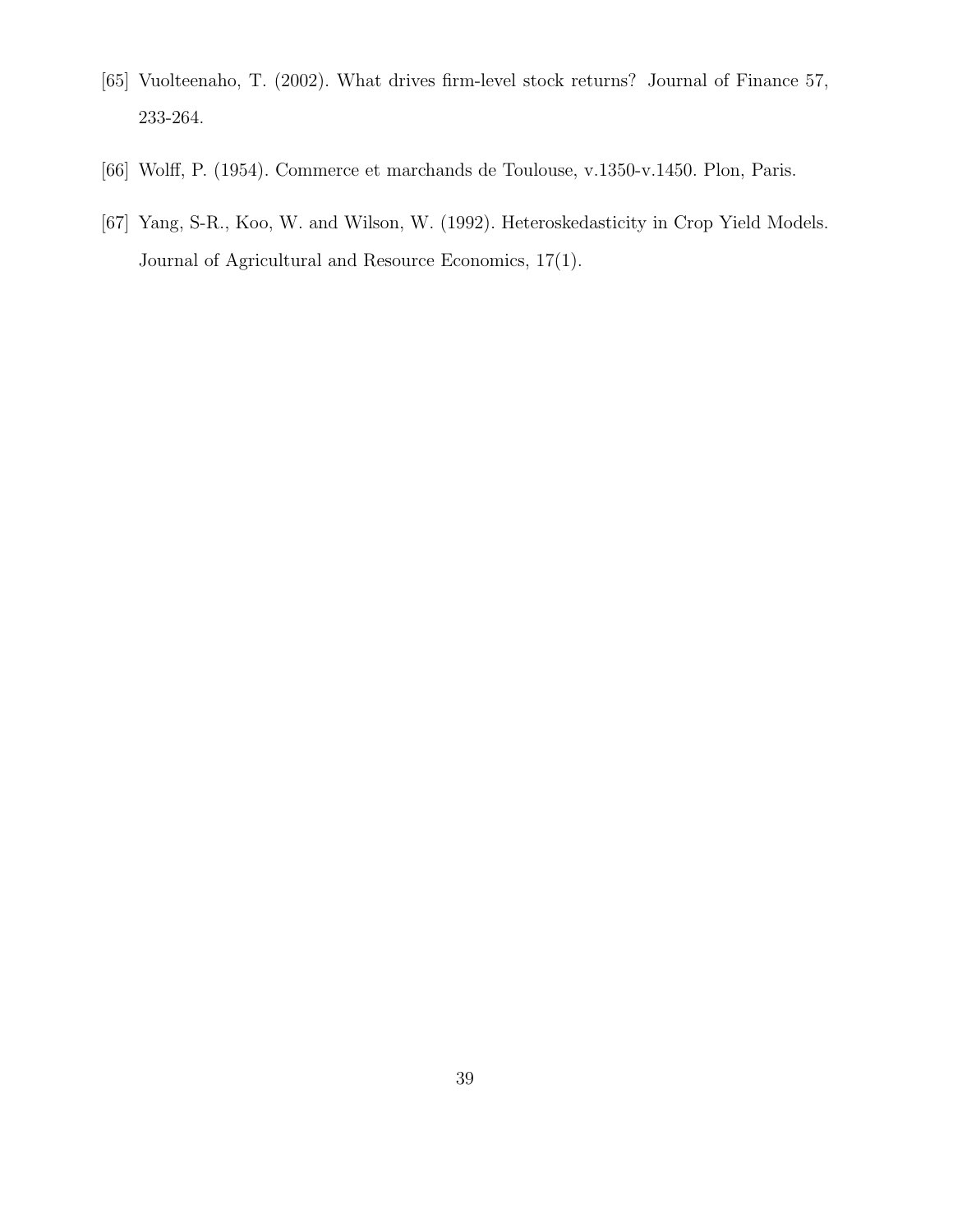[65] Vuolteenaho, T. (2002). What drives firm-level stock returns? Journal of Finance 57, 233-264.

[66] Wolff, P. (1954). Commerce et marchands de Toulouse, v.1350-v.1450. Plon, Paris.

[67] Yang, S-R., Koo, W. and Wilson, W. (1992). Heteroskedasticity in Crop Yield Models. Journal of Agricultural and Resource Economics, 17(1).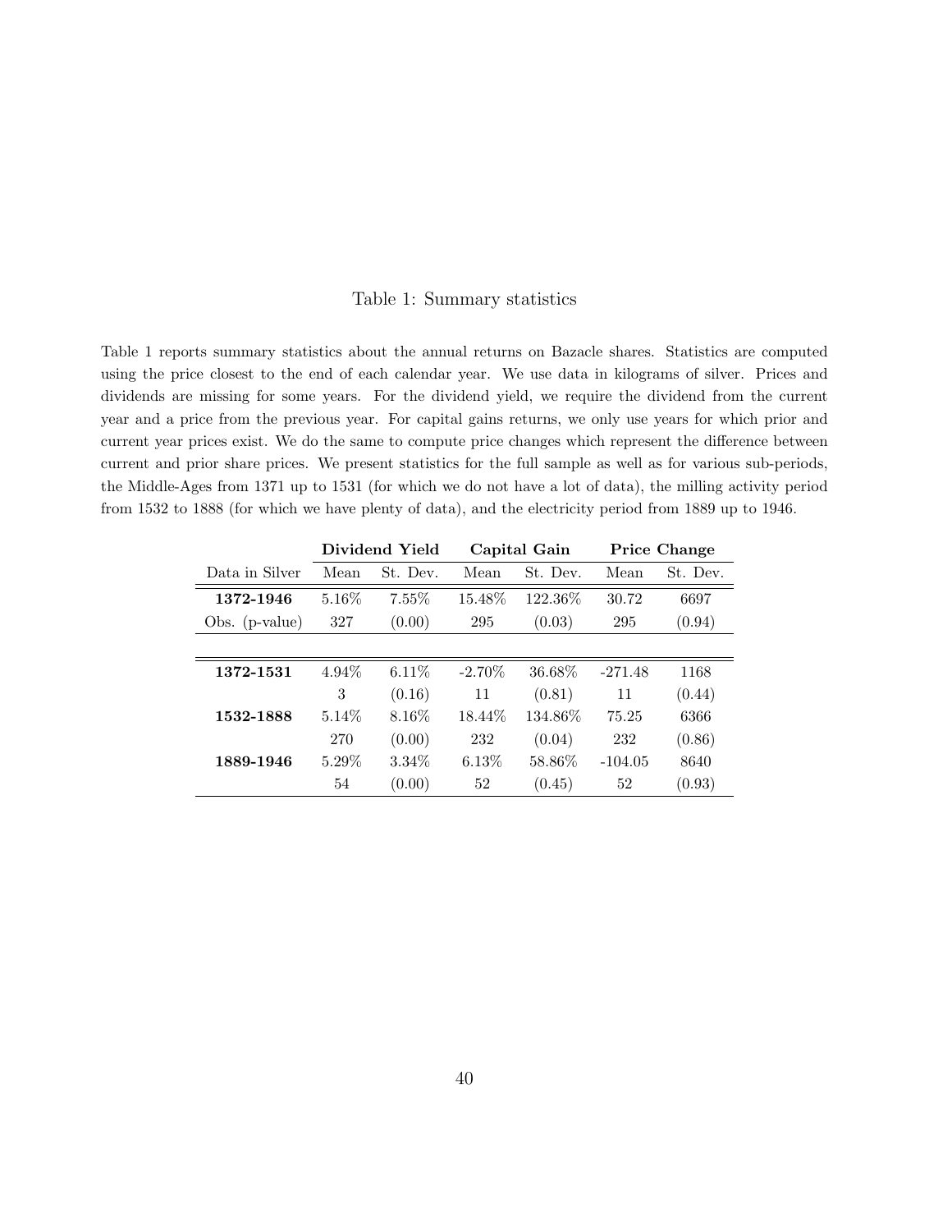Table 1: Summary statistics

Table 1 reports summary statistics about the annual returns on Bazacle shares. Statistics are computed using the price closest to the end of each calendar year. We use data in kilograms of silver. Prices and dividends are missing for some years. For the dividend yield, we require the dividend from the current year and a price from the previous year. For capital gains returns, we only use years for which prior and current year prices exist. We do the same to compute price changes which represent the difference between current and prior share prices. We present statistics for the full sample as well as for various sub-periods, the Middle-Ages from 1371 up to 1531 (for which we do not have a lot of data), the milling activity period from 1532 to 1888 (for which we have plenty of data), and the electricity period from 1889 up to 1946.

| | **Dividend Yield** | | **Capital Gain** | | **Price Change** | |
|---|---|---|---|---|---|---|
| Data in Silver | Mean | St. Dev. | Mean | St. Dev. | Mean | St. Dev. |
| **1372-1946** | 5.16% | 7.55% | 15.48% | 122.36% | 30.72 | 6697 |
| Obs. (p-value) | 327 | (0.00) | 295 | (0.03) | 295 | (0.94) |
| **1372-1531** | 4.94% | 6.11% | -2.70% | 36.68% | -271.48 | 1168 |
| | 3 | (0.16) | 11 | (0.81) | 11 | (0.44) |
| **1532-1888** | 5.14% | 8.16% | 18.44% | 134.86% | 75.25 | 6366 |
| | 270 | (0.00) | 232 | (0.04) | 232 | (0.86) |
| **1889-1946** | 5.29% | 3.34% | 6.13% | 58.86% | -104.05 | 8640 |
| | 54 | (0.00) | 52 | (0.45) | 52 | (0.93) |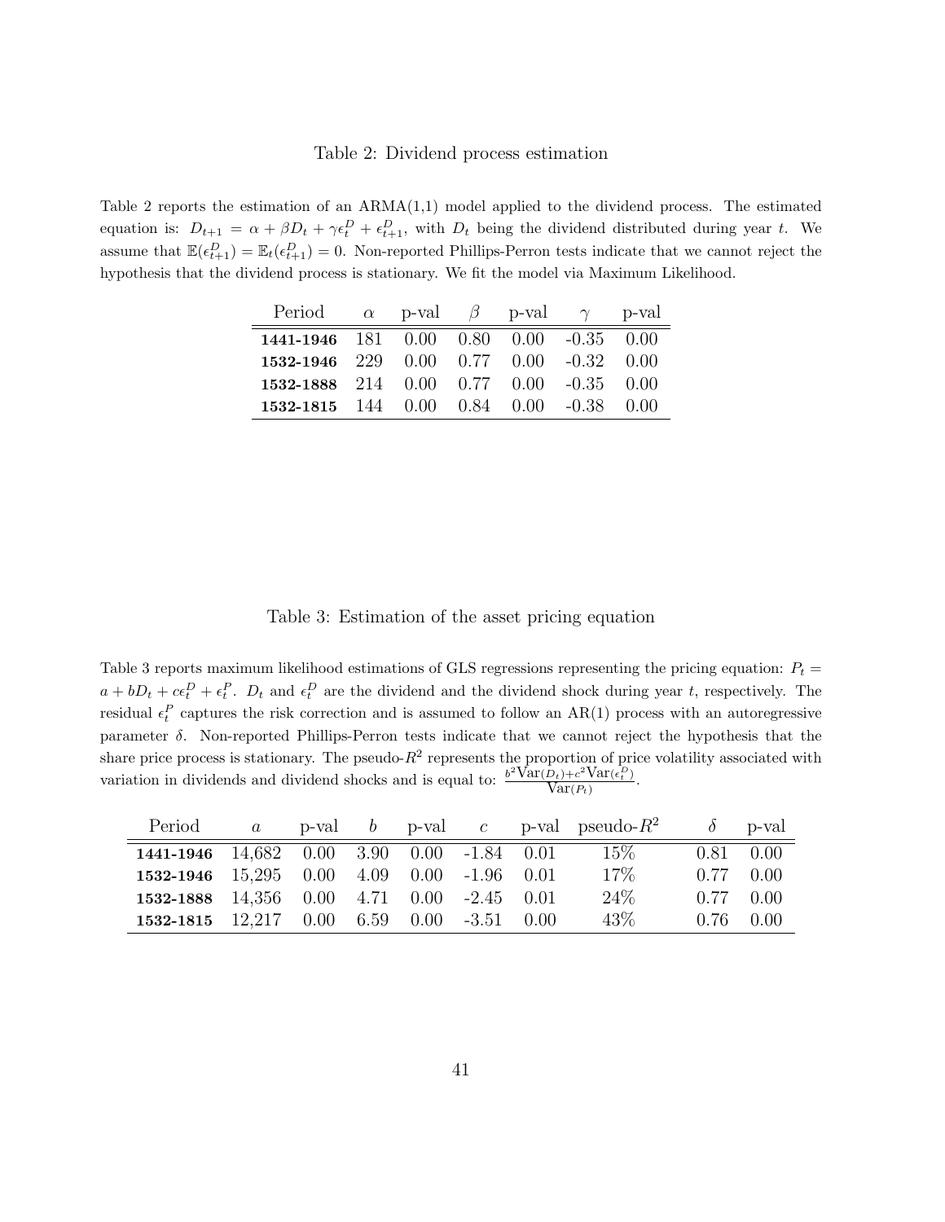Table 2: Dividend process estimation

Table 2 reports the estimation of an ARMA(1,1) model applied to the dividend process. The estimated equation is: $D_{t+1} = \alpha + \beta D_t + \gamma \epsilon_t^D + \epsilon_{t+1}^D$, with $D_t$ being the dividend distributed during year $t$. We assume that $\mathbb{E}(\epsilon_{t+1}^D) = \mathbb{E}_t(\epsilon_{t+1}^D) = 0$. Non-reported Phillips-Perron tests indicate that we cannot reject the hypothesis that the dividend process is stationary. We fit the model via Maximum Likelihood.

| Period | $\alpha$ | p-val | $\beta$ | p-val | $\gamma$ | p-val |
|---|---|---|---|---|---|---|
| **1441-1946** | 181 | 0.00 | 0.80 | 0.00 | -0.35 | 0.00 |
| **1532-1946** | 229 | 0.00 | 0.77 | 0.00 | -0.32 | 0.00 |
| **1532-1888** | 214 | 0.00 | 0.77 | 0.00 | -0.35 | 0.00 |
| **1532-1815** | 144 | 0.00 | 0.84 | 0.00 | -0.38 | 0.00 |

Table 3: Estimation of the asset pricing equation

Table 3 reports maximum likelihood estimations of GLS regressions representing the pricing equation: $P_t = a + bD_t + c\epsilon_t^D + \epsilon_t^P$. $D_t$ and $\epsilon_t^D$ are the dividend and the dividend shock during year $t$, respectively. The residual $\epsilon_t^P$ captures the risk correction and is assumed to follow an AR(1) process with an autoregressive parameter $\delta$. Non-reported Phillips-Perron tests indicate that we cannot reject the hypothesis that the share price process is stationary. The pseudo-$R^2$ represents the proportion of price volatility associated with variation in dividends and dividend shocks and is equal to: $\frac{b^2 \text{Var}(D_t) + c^2 \text{Var}(\epsilon_t^D)}{\text{Var}(P_t)}$.

| Period | $a$ | p-val | $b$ | p-val | $c$ | p-val | pseudo-$R^2$ | $\delta$ | p-val |
|---|---|---|---|---|---|---|---|---|---|
| **1441-1946** | 14,682 | 0.00 | 3.90 | 0.00 | -1.84 | 0.01 | 15% | 0.81 | 0.00 |
| **1532-1946** | 15,295 | 0.00 | 4.09 | 0.00 | -1.96 | 0.01 | 17% | 0.77 | 0.00 |
| **1532-1888** | 14,356 | 0.00 | 4.71 | 0.00 | -2.45 | 0.01 | 24% | 0.77 | 0.00 |
| **1532-1815** | 12,217 | 0.00 | 6.59 | 0.00 | -3.51 | 0.00 | 43% | 0.76 | 0.00 |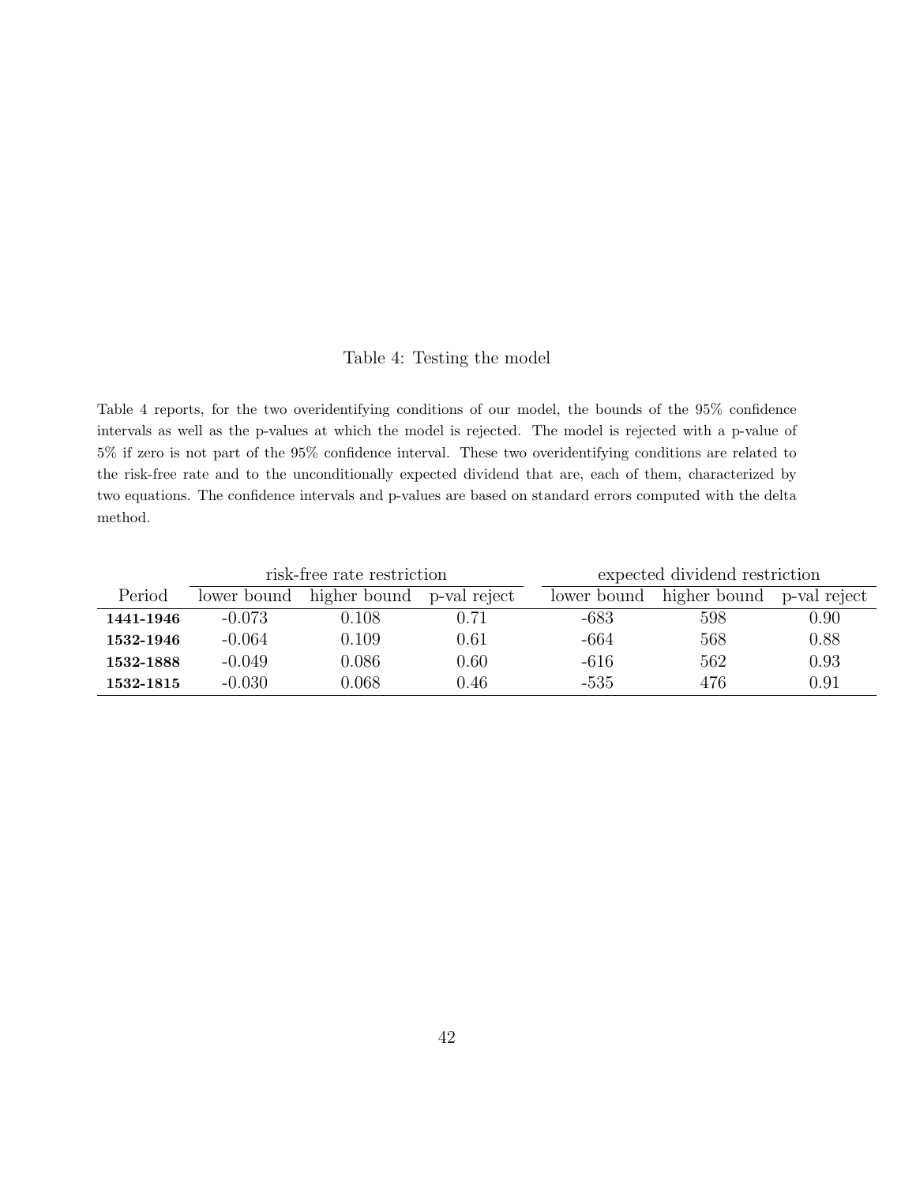Table 4: Testing the model

Table 4 reports, for the two overidentifying conditions of our model, the bounds of the 95% confidence intervals as well as the p-values at which the model is rejected. The model is rejected with a p-value of 5% if zero is not part of the 95% confidence interval. These two overidentifying conditions are related to the risk-free rate and to the unconditionally expected dividend that are, each of them, characterized by two equations. The confidence intervals and p-values are based on standard errors computed with the delta method.

| | risk-free rate restriction | | | expected dividend restriction | | |
|---|---|---|---|---|---|---|
| Period | lower bound | higher bound | p-val reject | lower bound | higher bound | p-val reject |
| **1441-1946** | -0.073 | 0.108 | 0.71 | -683 | 598 | 0.90 |
| **1532-1946** | -0.064 | 0.109 | 0.61 | -664 | 568 | 0.88 |
| **1532-1888** | -0.049 | 0.086 | 0.60 | -616 | 562 | 0.93 |
| **1532-1815** | -0.030 | 0.068 | 0.46 | -535 | 476 | 0.91 |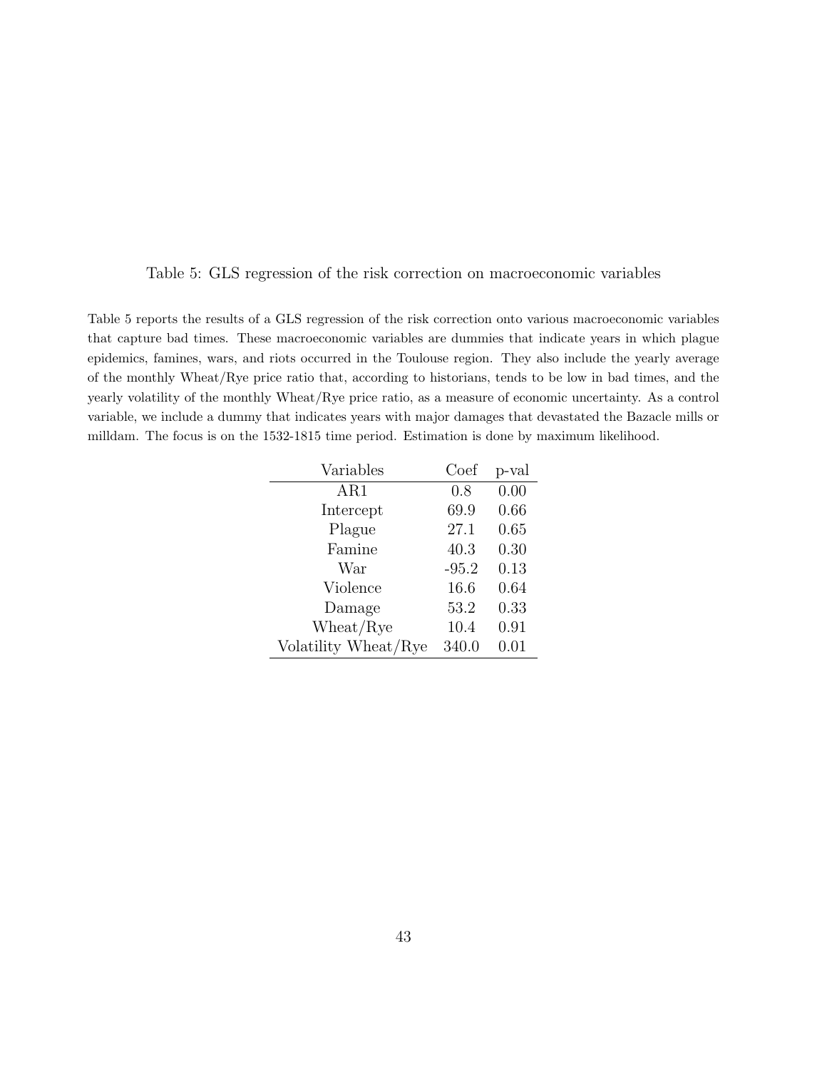Table 5: GLS regression of the risk correction on macroeconomic variables

Table 5 reports the results of a GLS regression of the risk correction onto various macroeconomic variables that capture bad times. These macroeconomic variables are dummies that indicate years in which plague epidemics, famines, wars, and riots occurred in the Toulouse region. They also include the yearly average of the monthly Wheat/Rye price ratio that, according to historians, tends to be low in bad times, and the yearly volatility of the monthly Wheat/Rye price ratio, as a measure of economic uncertainty. As a control variable, we include a dummy that indicates years with major damages that devastated the Bazacle mills or milldam. The focus is on the 1532-1815 time period. Estimation is done by maximum likelihood.

| Variables | Coef | p-val |
|---|---|---|
| AR1 | 0.8 | 0.00 |
| Intercept | 69.9 | 0.66 |
| Plague | 27.1 | 0.65 |
| Famine | 40.3 | 0.30 |
| War | -95.2 | 0.13 |
| Violence | 16.6 | 0.64 |
| Damage | 53.2 | 0.33 |
| Wheat/Rye | 10.4 | 0.91 |
| Volatility Wheat/Rye | 340.0 | 0.01 |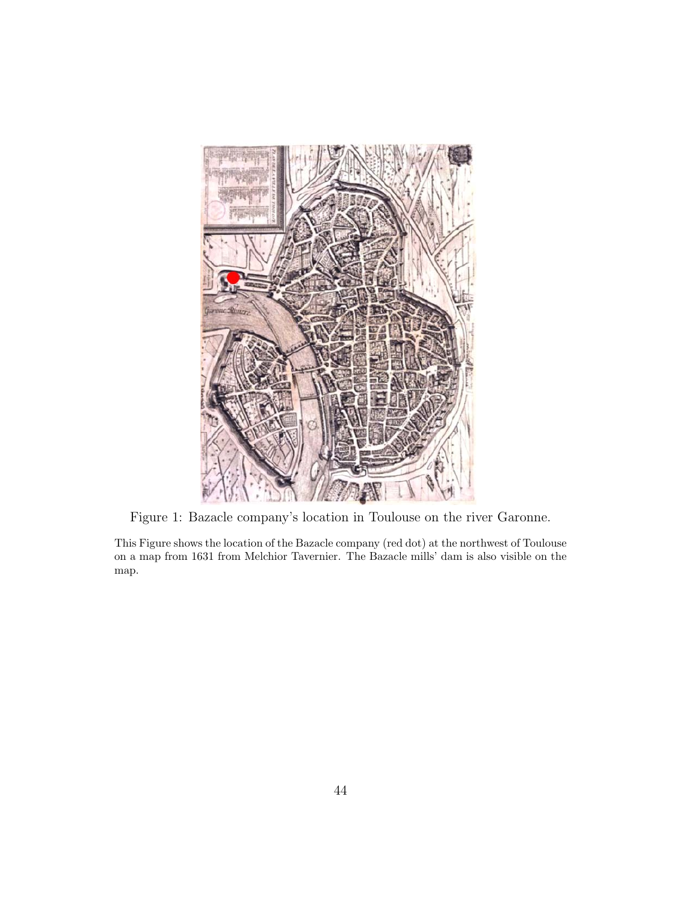Figure 1: Bazacle company's location in Toulouse on the river Garonne.

This Figure shows the location of the Bazacle company (red dot) at the northwest of Toulouse on a map from 1631 from Melchior Tavernier. The Bazacle mills' dam is also visible on the map.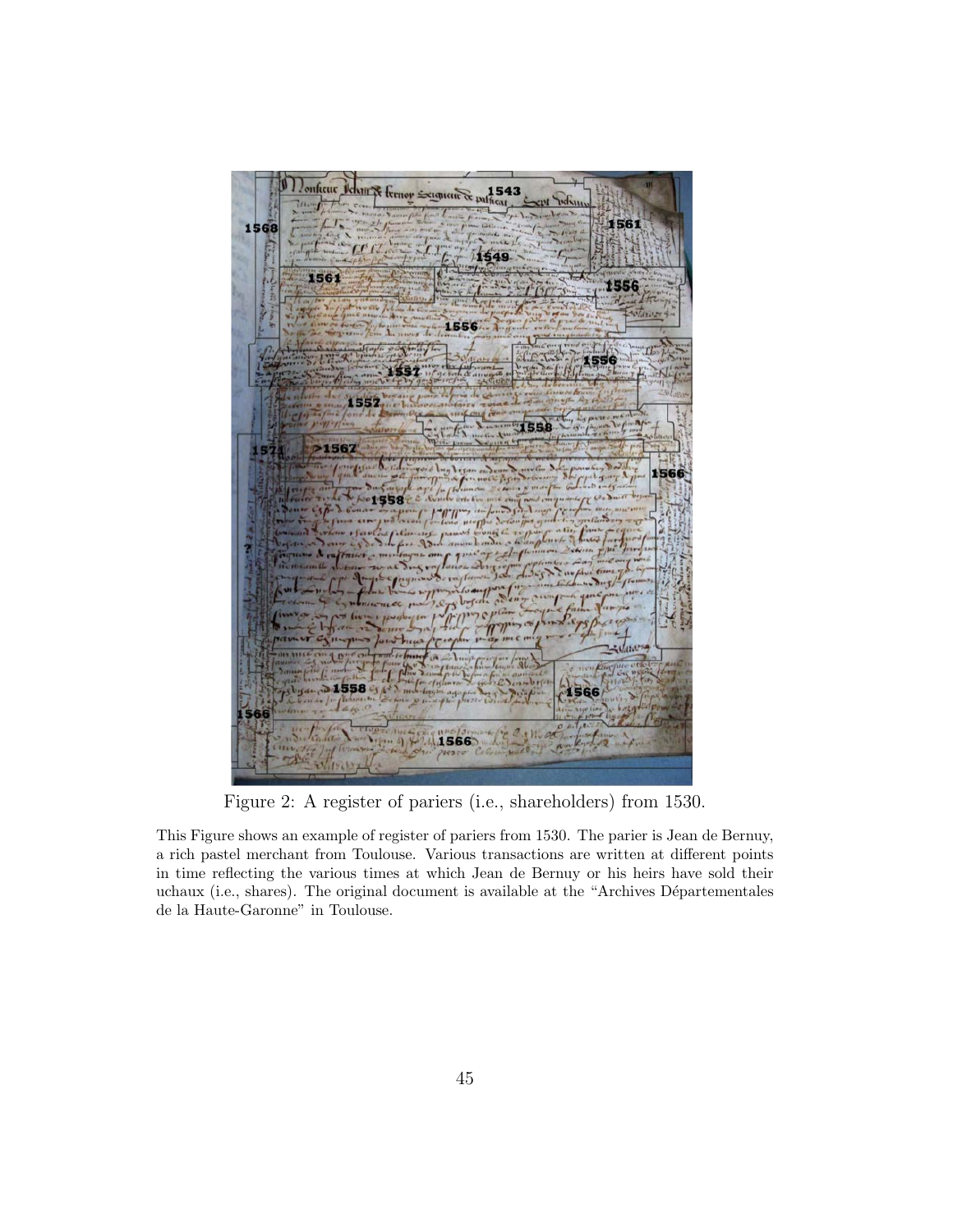Figure 2: A register of pariers (i.e., shareholders) from 1530.

This Figure shows an example of register of pariers from 1530. The parier is Jean de Bernuy, a rich pastel merchant from Toulouse. Various transactions are written at different points in time reflecting the various times at which Jean de Bernuy or his heirs have sold their uchaux (i.e., shares). The original document is available at the "Archives Départementales de la Haute-Garonne" in Toulouse.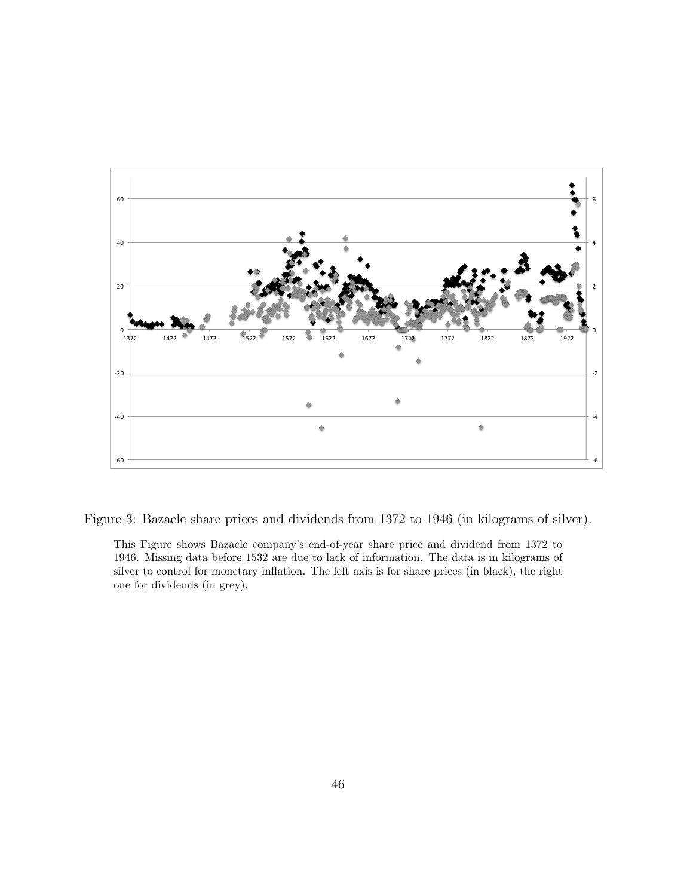Figure 3: Bazacle share prices and dividends from 1372 to 1946 (in kilograms of silver).

This Figure shows Bazacle company's end-of-year share price and dividend from 1372 to 1946. Missing data before 1532 are due to lack of information. The data is in kilograms of silver to control for monetary inflation. The left axis is for share prices (in black), the right one for dividends (in grey).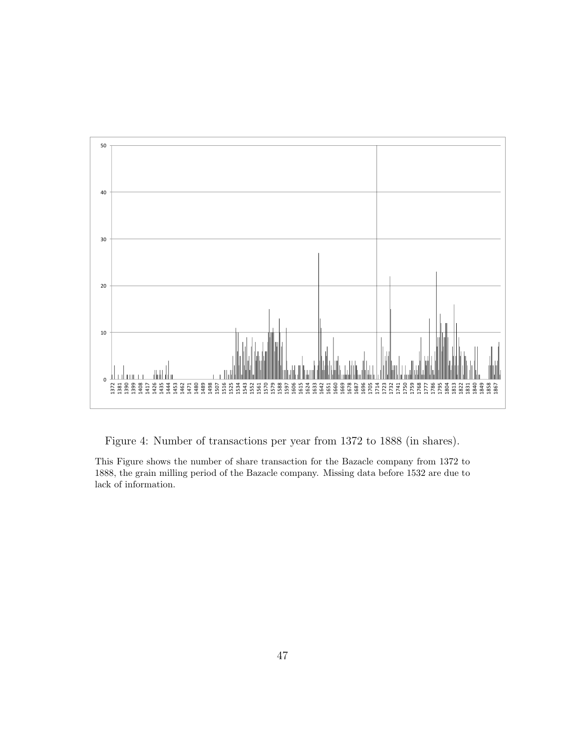Figure 4: Number of transactions per year from 1372 to 1888 (in shares).

This Figure shows the number of share transaction for the Bazacle company from 1372 to 1888, the grain milling period of the Bazacle company. Missing data before 1532 are due to lack of information.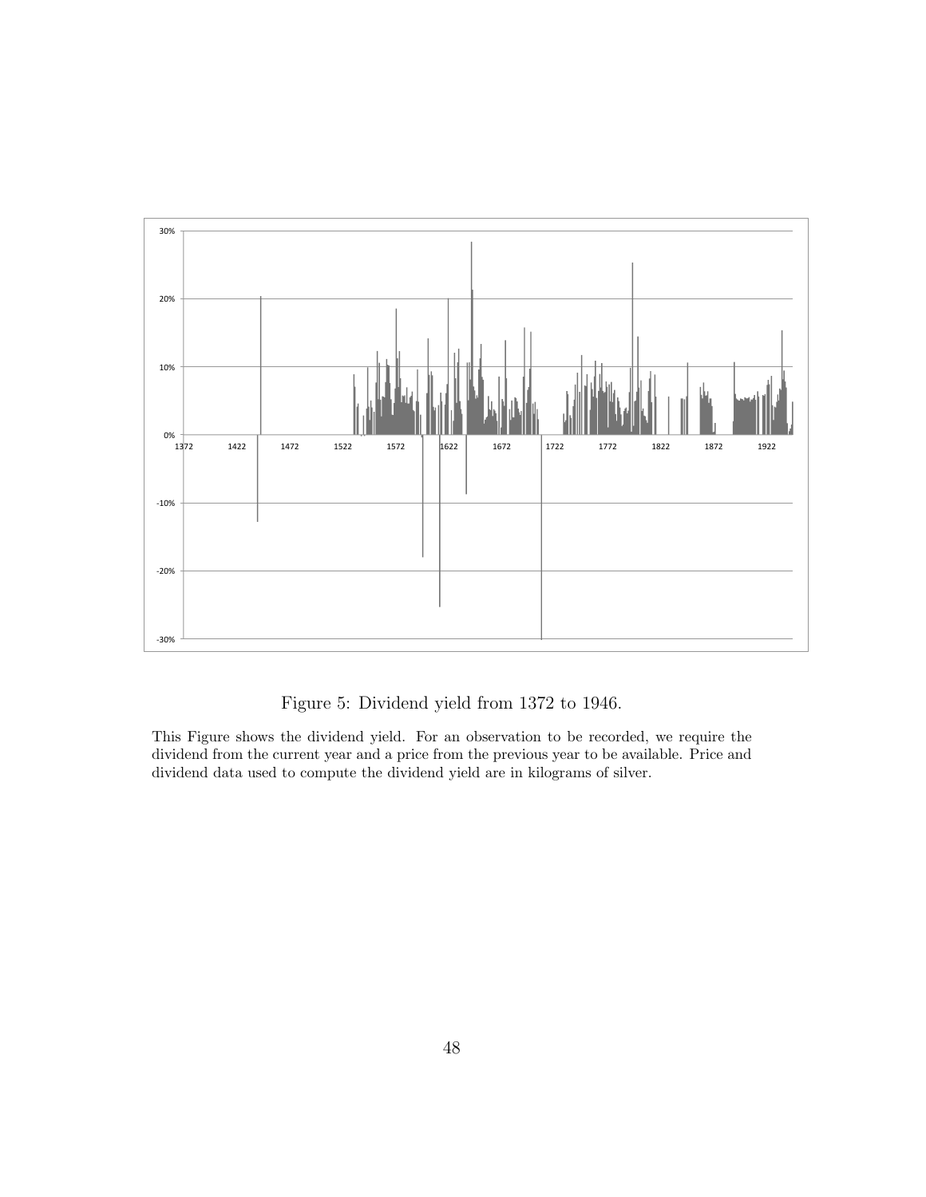30%

20%

10%

0%

-10%

-20%

-30%

1372 1422 1472 1522 1572 1622 1672 1722 1772 1822 1872 1922

Figure 5: Dividend yield from 1372 to 1946.

This Figure shows the dividend yield. For an observation to be recorded, we require the dividend from the current year and a price from the previous year to be available. Price and dividend data used to compute the dividend yield are in kilograms of silver.